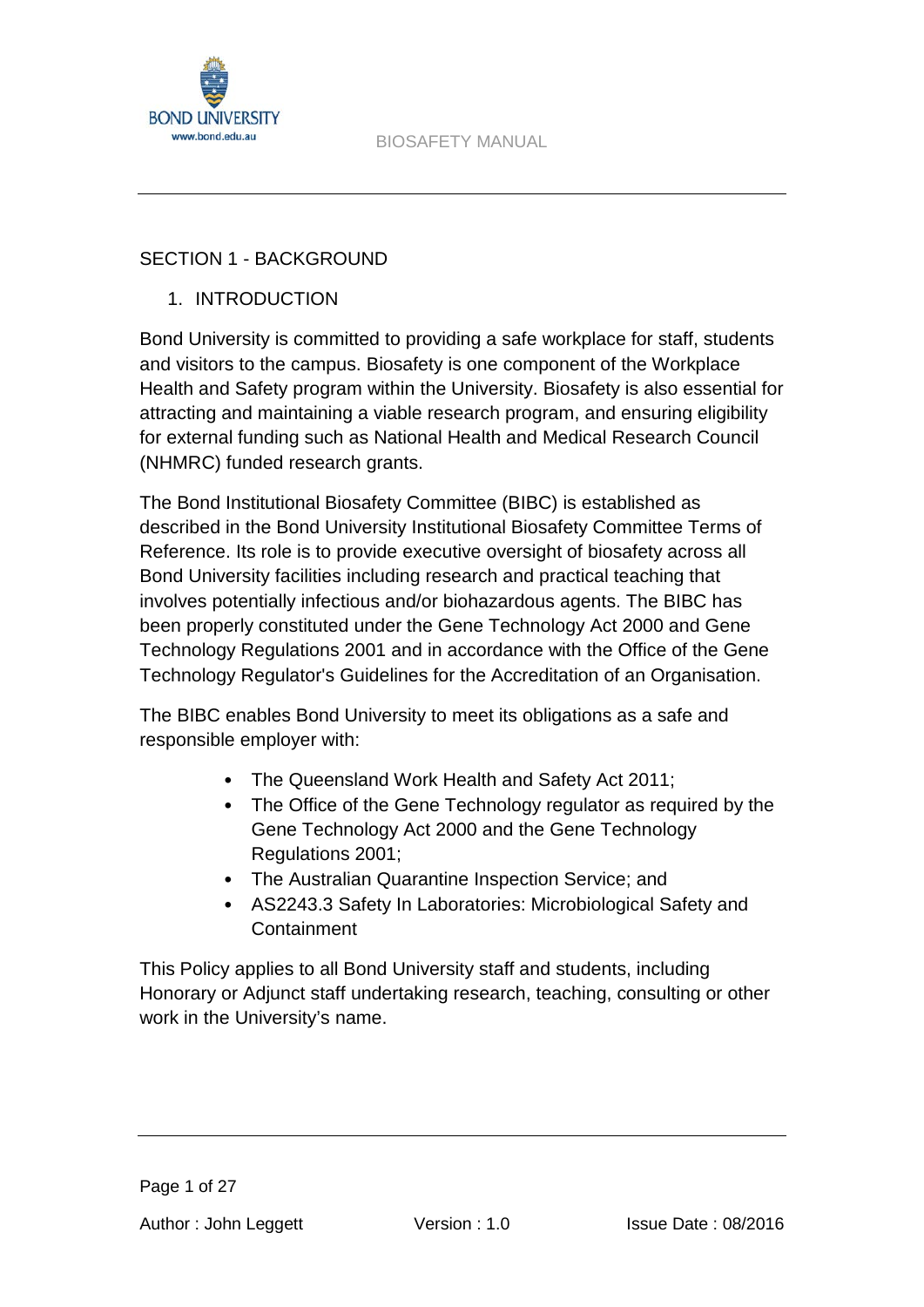# SECTION 1 - BACKGROUND

## 1. INTRODUCTION

Bond University is committed to providing a safe workplace for staff, students and visitors to the campus. Biosafety is one component of the Workplace Health and Safety program within the University. Biosafety is also essential for attracting and maintaining a viable research program, and ensuring eligibility for external funding such as National Health and Medical Research Council (NHMRC) funded research grants.

The Bond Institutional Biosafety Committee (BIBC) is established as described in the Bond University Institutional Biosafety Committee Terms of Reference. Its role is to provide executive oversight of biosafety across all Bond University facilities including research and practical teaching that involves potentially infectious and/or biohazardous agents. The BIBC has been properly constituted under the Gene Technology Act 2000 and Gene Technology Regulations 2001 and in accordance with the Office of the Gene Technology Regulator's Guidelines for the Accreditation of an Organisation.

The BIBC enables Bond University to meet its obligations as a safe and responsible employer with:

- The Queensland Work Health and Safety Act 2011;
- The Office of the Gene Technology regulator as required by the Gene Technology Act 2000 and the Gene Technology Regulations 2001;
- The Australian Quarantine Inspection Service; and
- AS2243.3 Safety In Laboratories: Microbiological Safety and Containment

This Policy applies to all Bond University staff and students, including Honorary or Adjunct staff undertaking research, teaching, consulting or other work in the University's name.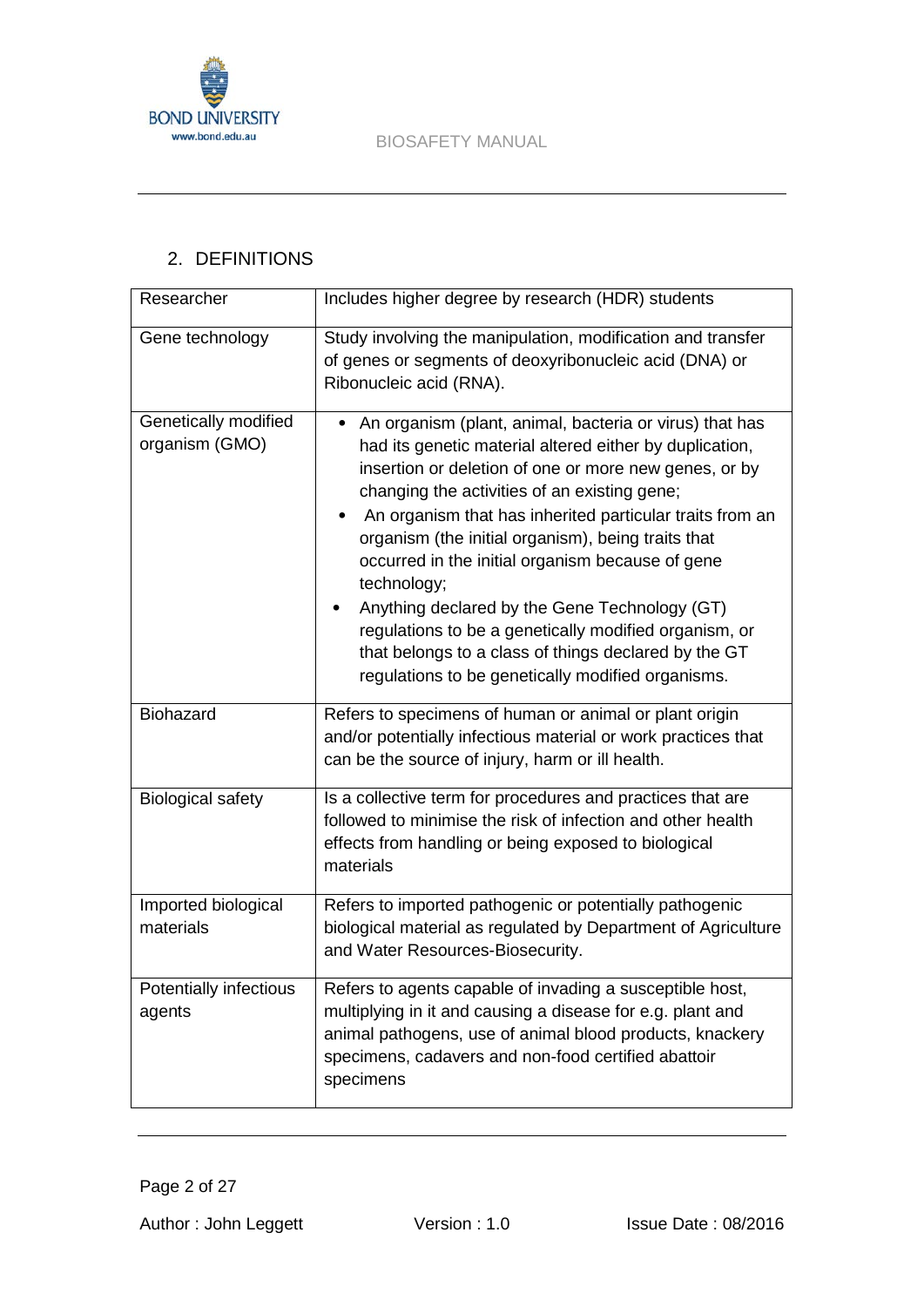## 2. DEFINITIONS

| Term | Definition |
|---|---|
| Researcher | Includes higher degree by research (HDR) students |
| Gene technology | Study involving the manipulation, modification and transfer of genes or segments of deoxyribonucleic acid (DNA) or Ribonucleic acid (RNA). |
| Genetically modified organism (GMO) | • An organism (plant, animal, bacteria or virus) that has had its genetic material altered either by duplication, insertion or deletion of one or more new genes, or by changing the activities of an existing gene;<br>• An organism that has inherited particular traits from an organism (the initial organism), being traits that occurred in the initial organism because of gene technology;<br>• Anything declared by the Gene Technology (GT) regulations to be a genetically modified organism, or that belongs to a class of things declared by the GT regulations to be genetically modified organisms. |
| Biohazard | Refers to specimens of human or animal or plant origin and/or potentially infectious material or work practices that can be the source of injury, harm or ill health. |
| Biological safety | Is a collective term for procedures and practices that are followed to minimise the risk of infection and other health effects from handling or being exposed to biological materials |
| Imported biological materials | Refers to imported pathogenic or potentially pathogenic biological material as regulated by Department of Agriculture and Water Resources-Biosecurity. |
| Potentially infectious agents | Refers to agents capable of invading a susceptible host, multiplying in it and causing a disease for e.g. plant and animal pathogens, use of animal blood products, knackery specimens, cadavers and non-food certified abattoir specimens |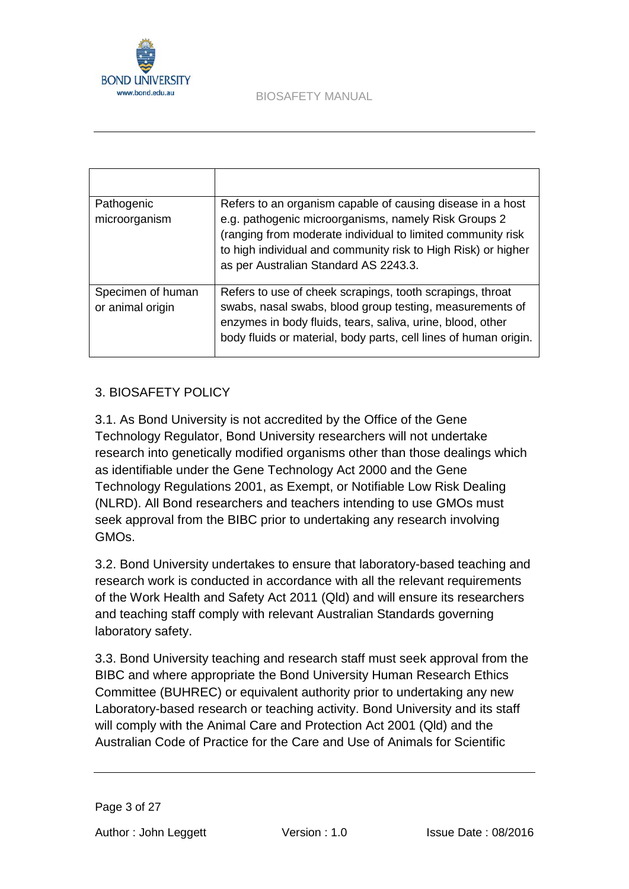| | |
|---|---|
| Pathogenic microorganism | Refers to an organism capable of causing disease in a host e.g. pathogenic microorganisms, namely Risk Groups 2 (ranging from moderate individual to limited community risk to high individual and community risk to High Risk) or higher as per Australian Standard AS 2243.3. |
| Specimen of human or animal origin | Refers to use of cheek scrapings, tooth scrapings, throat swabs, nasal swabs, blood group testing, measurements of enzymes in body fluids, tears, saliva, urine, blood, other body fluids or material, body parts, cell lines of human origin. |

## 3. BIOSAFETY POLICY

3.1. As Bond University is not accredited by the Office of the Gene Technology Regulator, Bond University researchers will not undertake research into genetically modified organisms other than those dealings which as identifiable under the Gene Technology Act 2000 and the Gene Technology Regulations 2001, as Exempt, or Notifiable Low Risk Dealing (NLRD). All Bond researchers and teachers intending to use GMOs must seek approval from the BIBC prior to undertaking any research involving GMOs.

3.2. Bond University undertakes to ensure that laboratory-based teaching and research work is conducted in accordance with all the relevant requirements of the Work Health and Safety Act 2011 (Qld) and will ensure its researchers and teaching staff comply with relevant Australian Standards governing laboratory safety.

3.3. Bond University teaching and research staff must seek approval from the BIBC and where appropriate the Bond University Human Research Ethics Committee (BUHREC) or equivalent authority prior to undertaking any new Laboratory-based research or teaching activity. Bond University and its staff will comply with the Animal Care and Protection Act 2001 (Qld) and the Australian Code of Practice for the Care and Use of Animals for Scientific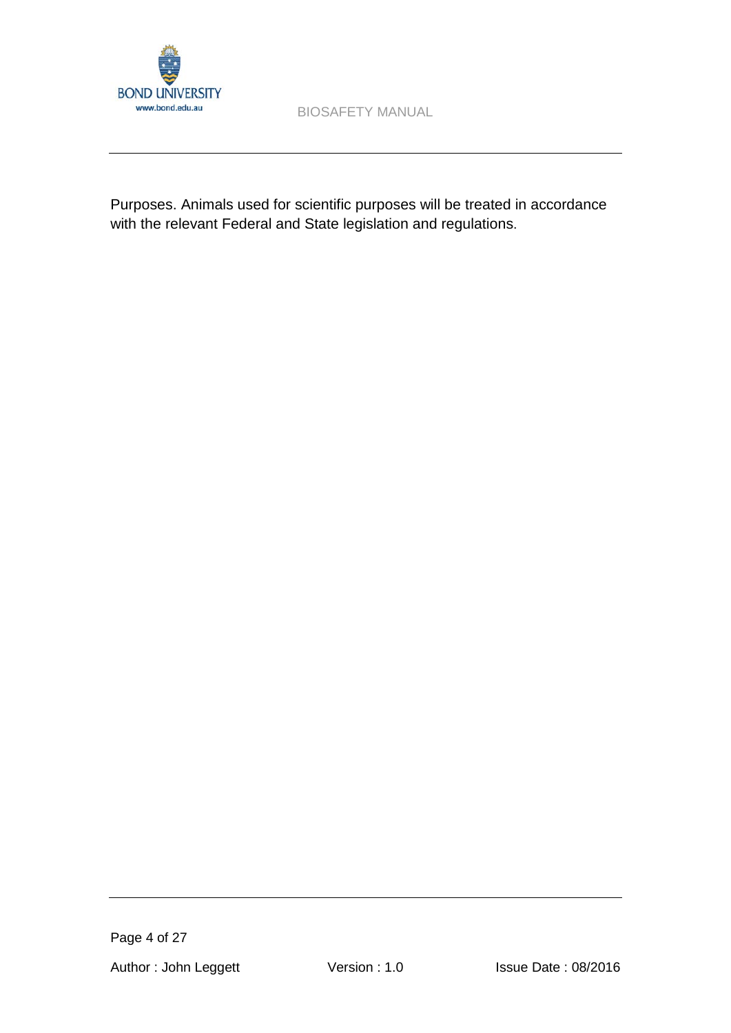Purposes. Animals used for scientific purposes will be treated in accordance with the relevant Federal and State legislation and regulations.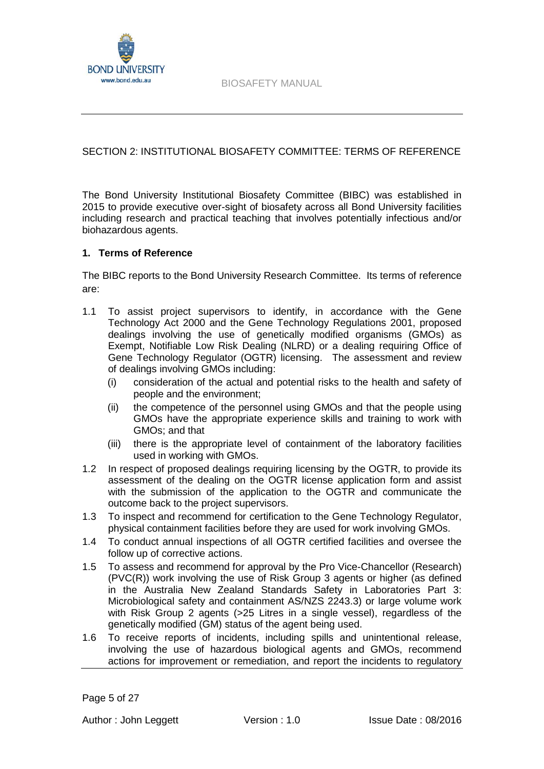## SECTION 2: INSTITUTIONAL BIOSAFETY COMMITTEE: TERMS OF REFERENCE

The Bond University Institutional Biosafety Committee (BIBC) was established in 2015 to provide executive over-sight of biosafety across all Bond University facilities including research and practical teaching that involves potentially infectious and/or biohazardous agents.

### 1. Terms of Reference

The BIBC reports to the Bond University Research Committee. Its terms of reference are:

1.1 To assist project supervisors to identify, in accordance with the Gene Technology Act 2000 and the Gene Technology Regulations 2001, proposed dealings involving the use of genetically modified organisms (GMOs) as Exempt, Notifiable Low Risk Dealing (NLRD) or a dealing requiring Office of Gene Technology Regulator (OGTR) licensing. The assessment and review of dealings involving GMOs including:

   (i) consideration of the actual and potential risks to the health and safety of people and the environment;

   (ii) the competence of the personnel using GMOs and that the people using GMOs have the appropriate experience skills and training to work with GMOs; and that

   (iii) there is the appropriate level of containment of the laboratory facilities used in working with GMOs.

1.2 In respect of proposed dealings requiring licensing by the OGTR, to provide its assessment of the dealing on the OGTR license application form and assist with the submission of the application to the OGTR and communicate the outcome back to the project supervisors.

1.3 To inspect and recommend for certification to the Gene Technology Regulator, physical containment facilities before they are used for work involving GMOs.

1.4 To conduct annual inspections of all OGTR certified facilities and oversee the follow up of corrective actions.

1.5 To assess and recommend for approval by the Pro Vice-Chancellor (Research) (PVC(R)) work involving the use of Risk Group 3 agents or higher (as defined in the Australia New Zealand Standards Safety in Laboratories Part 3: Microbiological safety and containment AS/NZS 2243.3) or large volume work with Risk Group 2 agents (>25 Litres in a single vessel), regardless of the genetically modified (GM) status of the agent being used.

1.6 To receive reports of incidents, including spills and unintentional release, involving the use of hazardous biological agents and GMOs, recommend actions for improvement or remediation, and report the incidents to regulatory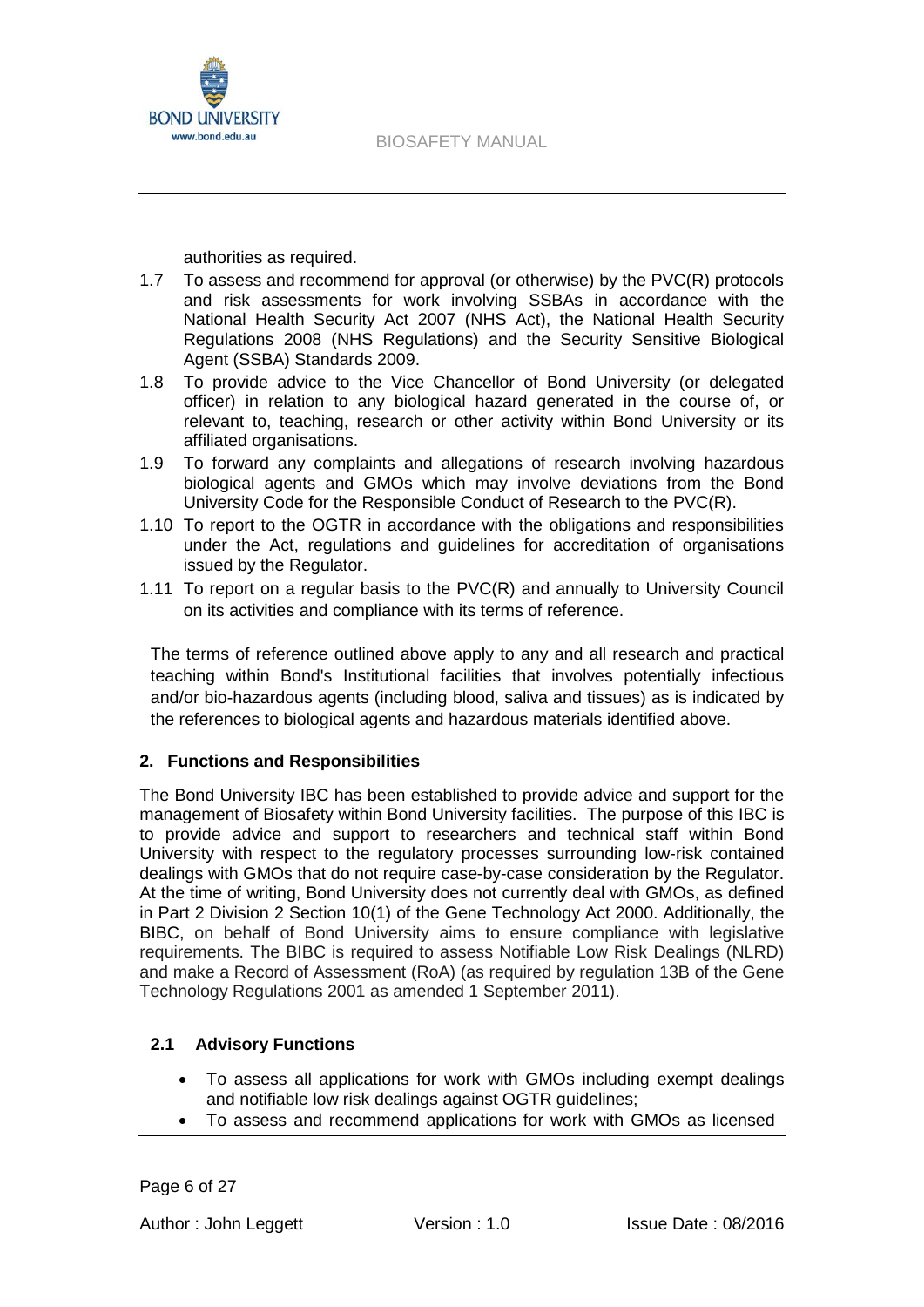authorities as required.

1.7 To assess and recommend for approval (or otherwise) by the PVC(R) protocols and risk assessments for work involving SSBAs in accordance with the National Health Security Act 2007 (NHS Act), the National Health Security Regulations 2008 (NHS Regulations) and the Security Sensitive Biological Agent (SSBA) Standards 2009.

1.8 To provide advice to the Vice Chancellor of Bond University (or delegated officer) in relation to any biological hazard generated in the course of, or relevant to, teaching, research or other activity within Bond University or its affiliated organisations.

1.9 To forward any complaints and allegations of research involving hazardous biological agents and GMOs which may involve deviations from the Bond University Code for the Responsible Conduct of Research to the PVC(R).

1.10 To report to the OGTR in accordance with the obligations and responsibilities under the Act, regulations and guidelines for accreditation of organisations issued by the Regulator.

1.11 To report on a regular basis to the PVC(R) and annually to University Council on its activities and compliance with its terms of reference.

The terms of reference outlined above apply to any and all research and practical teaching within Bond's Institutional facilities that involves potentially infectious and/or bio-hazardous agents (including blood, saliva and tissues) as is indicated by the references to biological agents and hazardous materials identified above.

## 2. Functions and Responsibilities

The Bond University IBC has been established to provide advice and support for the management of Biosafety within Bond University facilities. The purpose of this IBC is to provide advice and support to researchers and technical staff within Bond University with respect to the regulatory processes surrounding low-risk contained dealings with GMOs that do not require case-by-case consideration by the Regulator. At the time of writing, Bond University does not currently deal with GMOs, as defined in Part 2 Division 2 Section 10(1) of the Gene Technology Act 2000. Additionally, the BIBC, on behalf of Bond University aims to ensure compliance with legislative requirements. The BIBC is required to assess Notifiable Low Risk Dealings (NLRD) and make a Record of Assessment (RoA) (as required by regulation 13B of the Gene Technology Regulations 2001 as amended 1 September 2011).

### 2.1 Advisory Functions

- To assess all applications for work with GMOs including exempt dealings and notifiable low risk dealings against OGTR guidelines;
- To assess and recommend applications for work with GMOs as licensed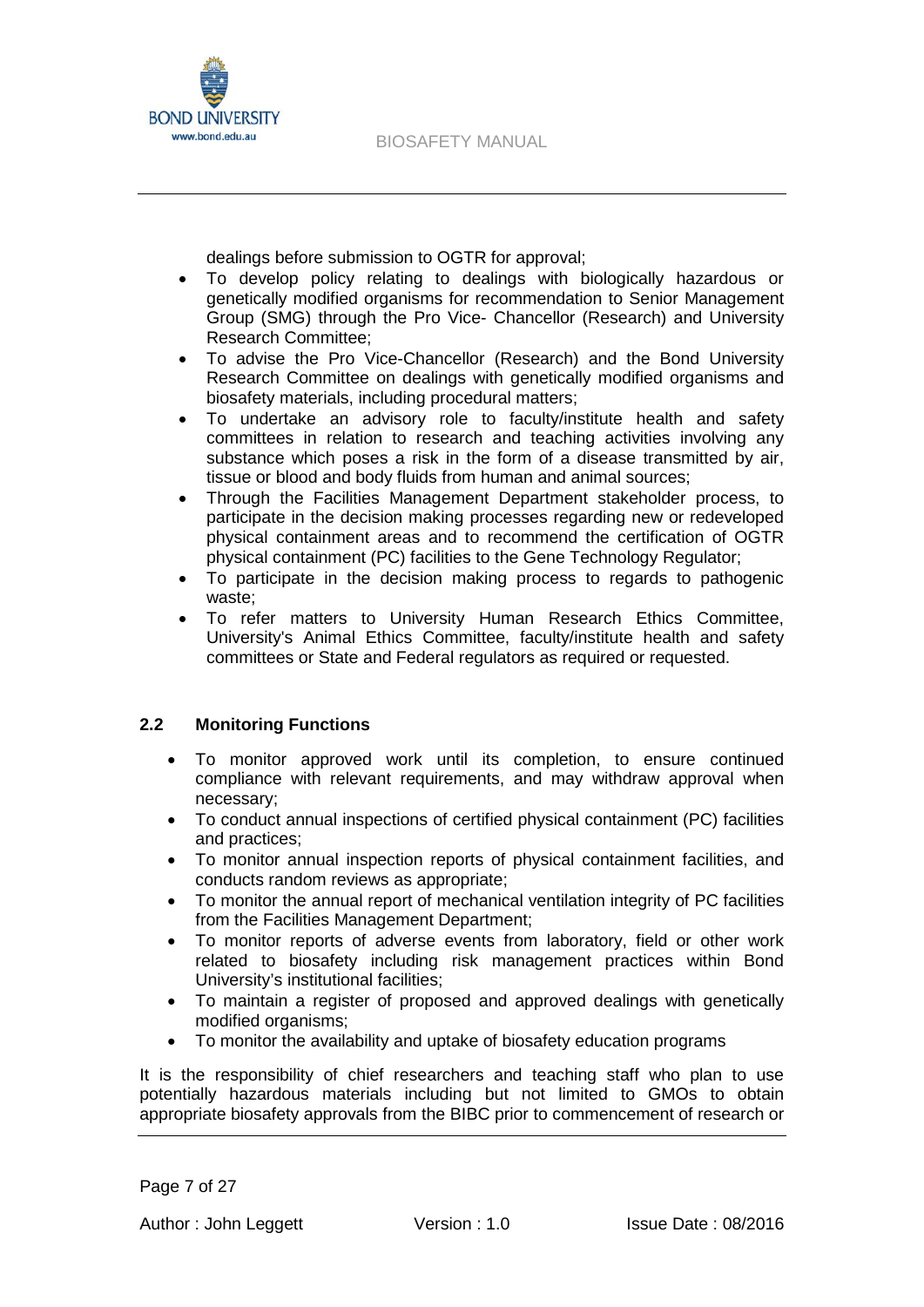dealings before submission to OGTR for approval;

- To develop policy relating to dealings with biologically hazardous or genetically modified organisms for recommendation to Senior Management Group (SMG) through the Pro Vice- Chancellor (Research) and University Research Committee;
- To advise the Pro Vice-Chancellor (Research) and the Bond University Research Committee on dealings with genetically modified organisms and biosafety materials, including procedural matters;
- To undertake an advisory role to faculty/institute health and safety committees in relation to research and teaching activities involving any substance which poses a risk in the form of a disease transmitted by air, tissue or blood and body fluids from human and animal sources;
- Through the Facilities Management Department stakeholder process, to participate in the decision making processes regarding new or redeveloped physical containment areas and to recommend the certification of OGTR physical containment (PC) facilities to the Gene Technology Regulator;
- To participate in the decision making process to regards to pathogenic waste;
- To refer matters to University Human Research Ethics Committee, University's Animal Ethics Committee, faculty/institute health and safety committees or State and Federal regulators as required or requested.

## 2.2 Monitoring Functions

- To monitor approved work until its completion, to ensure continued compliance with relevant requirements, and may withdraw approval when necessary;
- To conduct annual inspections of certified physical containment (PC) facilities and practices;
- To monitor annual inspection reports of physical containment facilities, and conducts random reviews as appropriate;
- To monitor the annual report of mechanical ventilation integrity of PC facilities from the Facilities Management Department;
- To monitor reports of adverse events from laboratory, field or other work related to biosafety including risk management practices within Bond University's institutional facilities;
- To maintain a register of proposed and approved dealings with genetically modified organisms;
- To monitor the availability and uptake of biosafety education programs

It is the responsibility of chief researchers and teaching staff who plan to use potentially hazardous materials including but not limited to GMOs to obtain appropriate biosafety approvals from the BIBC prior to commencement of research or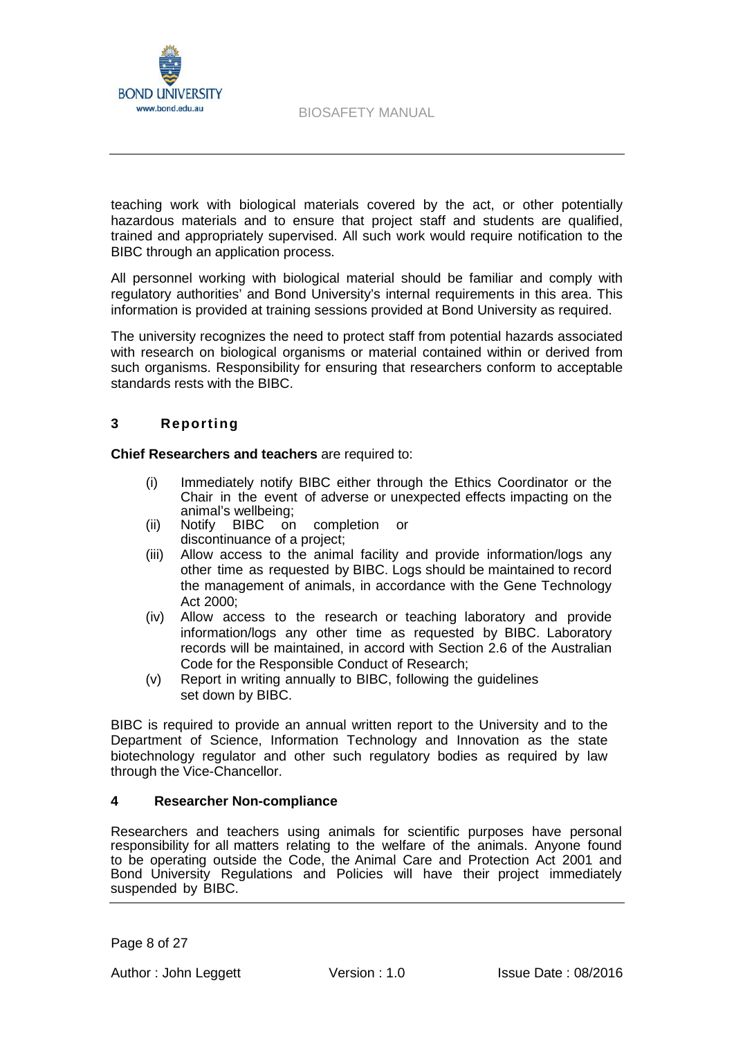teaching work with biological materials covered by the act, or other potentially hazardous materials and to ensure that project staff and students are qualified, trained and appropriately supervised. All such work would require notification to the BIBC through an application process.

All personnel working with biological material should be familiar and comply with regulatory authorities' and Bond University's internal requirements in this area. This information is provided at training sessions provided at Bond University as required.

The university recognizes the need to protect staff from potential hazards associated with research on biological organisms or material contained within or derived from such organisms. Responsibility for ensuring that researchers conform to acceptable standards rests with the BIBC.

## 3 Reporting

**Chief Researchers and teachers** are required to:

- (i) Immediately notify BIBC either through the Ethics Coordinator or the Chair in the event of adverse or unexpected effects impacting on the animal's wellbeing;
- (ii) Notify BIBC on completion or discontinuance of a project;
- (iii) Allow access to the animal facility and provide information/logs any other time as requested by BIBC. Logs should be maintained to record the management of animals, in accordance with the Gene Technology Act 2000;
- (iv) Allow access to the research or teaching laboratory and provide information/logs any other time as requested by BIBC. Laboratory records will be maintained, in accord with Section 2.6 of the Australian Code for the Responsible Conduct of Research;
- (v) Report in writing annually to BIBC, following the guidelines set down by BIBC.

BIBC is required to provide an annual written report to the University and to the Department of Science, Information Technology and Innovation as the state biotechnology regulator and other such regulatory bodies as required by law through the Vice-Chancellor.

## 4 Researcher Non-compliance

Researchers and teachers using animals for scientific purposes have personal responsibility for all matters relating to the welfare of the animals. Anyone found to be operating outside the Code, the Animal Care and Protection Act 2001 and Bond University Regulations and Policies will have their project immediately suspended by BIBC.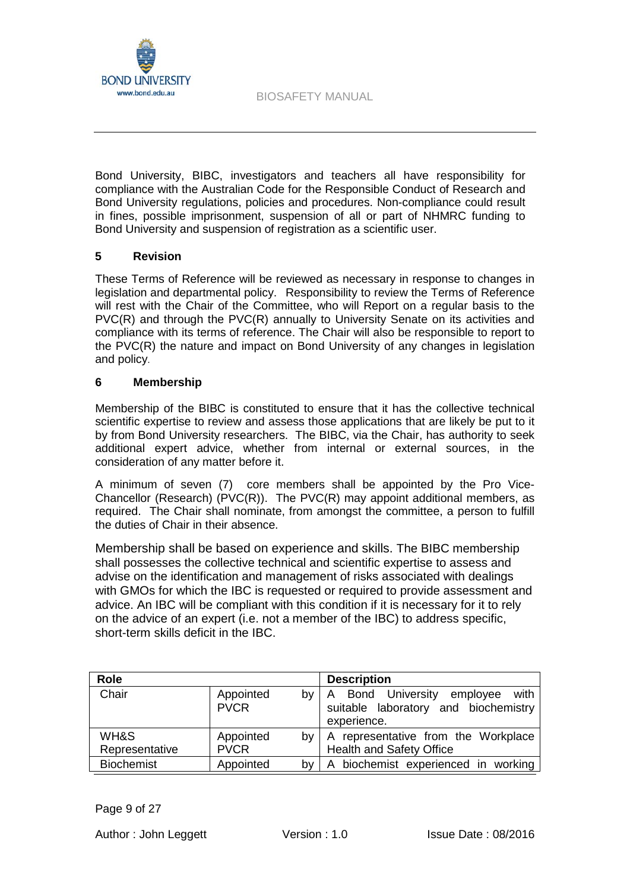Bond University, BIBC, investigators and teachers all have responsibility for compliance with the Australian Code for the Responsible Conduct of Research and Bond University regulations, policies and procedures. Non-compliance could result in fines, possible imprisonment, suspension of all or part of NHMRC funding to Bond University and suspension of registration as a scientific user.

## 5 Revision

These Terms of Reference will be reviewed as necessary in response to changes in legislation and departmental policy. Responsibility to review the Terms of Reference will rest with the Chair of the Committee, who will Report on a regular basis to the PVC(R) and through the PVC(R) annually to University Senate on its activities and compliance with its terms of reference. The Chair will also be responsible to report to the PVC(R) the nature and impact on Bond University of any changes in legislation and policy.

## 6 Membership

Membership of the BIBC is constituted to ensure that it has the collective technical scientific expertise to review and assess those applications that are likely be put to it by from Bond University researchers. The BIBC, via the Chair, has authority to seek additional expert advice, whether from internal or external sources, in the consideration of any matter before it.

A minimum of seven (7) core members shall be appointed by the Pro Vice-Chancellor (Research) (PVC(R)). The PVC(R) may appoint additional members, as required. The Chair shall nominate, from amongst the committee, a person to fulfill the duties of Chair in their absence.

Membership shall be based on experience and skills. The BIBC membership shall possesses the collective technical and scientific expertise to assess and advise on the identification and management of risks associated with dealings with GMOs for which the IBC is requested or required to provide assessment and advice. An IBC will be compliant with this condition if it is necessary for it to rely on the advice of an expert (i.e. not a member of the IBC) to address specific, short-term skills deficit in the IBC.

| Role | | Description |
|---|---|---|
| Chair | Appointed by PVCR | A Bond University employee with suitable laboratory and biochemistry experience. |
| WH&S Representative | Appointed by PVCR | A representative from the Workplace Health and Safety Office |
| Biochemist | Appointed by | A biochemist experienced in working |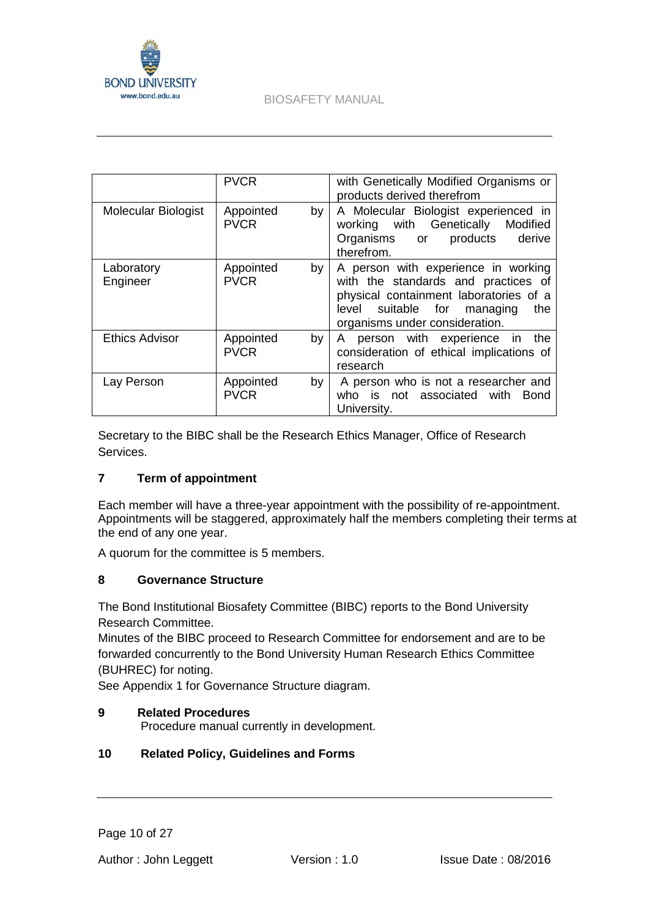|  | PVCR | with Genetically Modified Organisms or products derived therefrom |
|---|---|---|
| Molecular Biologist | Appointed by PVCR | A Molecular Biologist experienced in working with Genetically Modified Organisms or products derive therefrom. |
| Laboratory Engineer | Appointed by PVCR | A person with experience in working with the standards and practices of physical containment laboratories of a level suitable for managing the organisms under consideration. |
| Ethics Advisor | Appointed by PVCR | A person with experience in the consideration of ethical implications of research |
| Lay Person | Appointed by PVCR | A person who is not a researcher and who is not associated with Bond University. |

Secretary to the BIBC shall be the Research Ethics Manager, Office of Research Services.

## 7 Term of appointment

Each member will have a three-year appointment with the possibility of re-appointment. Appointments will be staggered, approximately half the members completing their terms at the end of any one year.

A quorum for the committee is 5 members.

## 8 Governance Structure

The Bond Institutional Biosafety Committee (BIBC) reports to the Bond University Research Committee.

Minutes of the BIBC proceed to Research Committee for endorsement and are to be forwarded concurrently to the Bond University Human Research Ethics Committee (BUHREC) for noting.

See Appendix 1 for Governance Structure diagram.

## 9 Related Procedures

Procedure manual currently in development.

## 10 Related Policy, Guidelines and Forms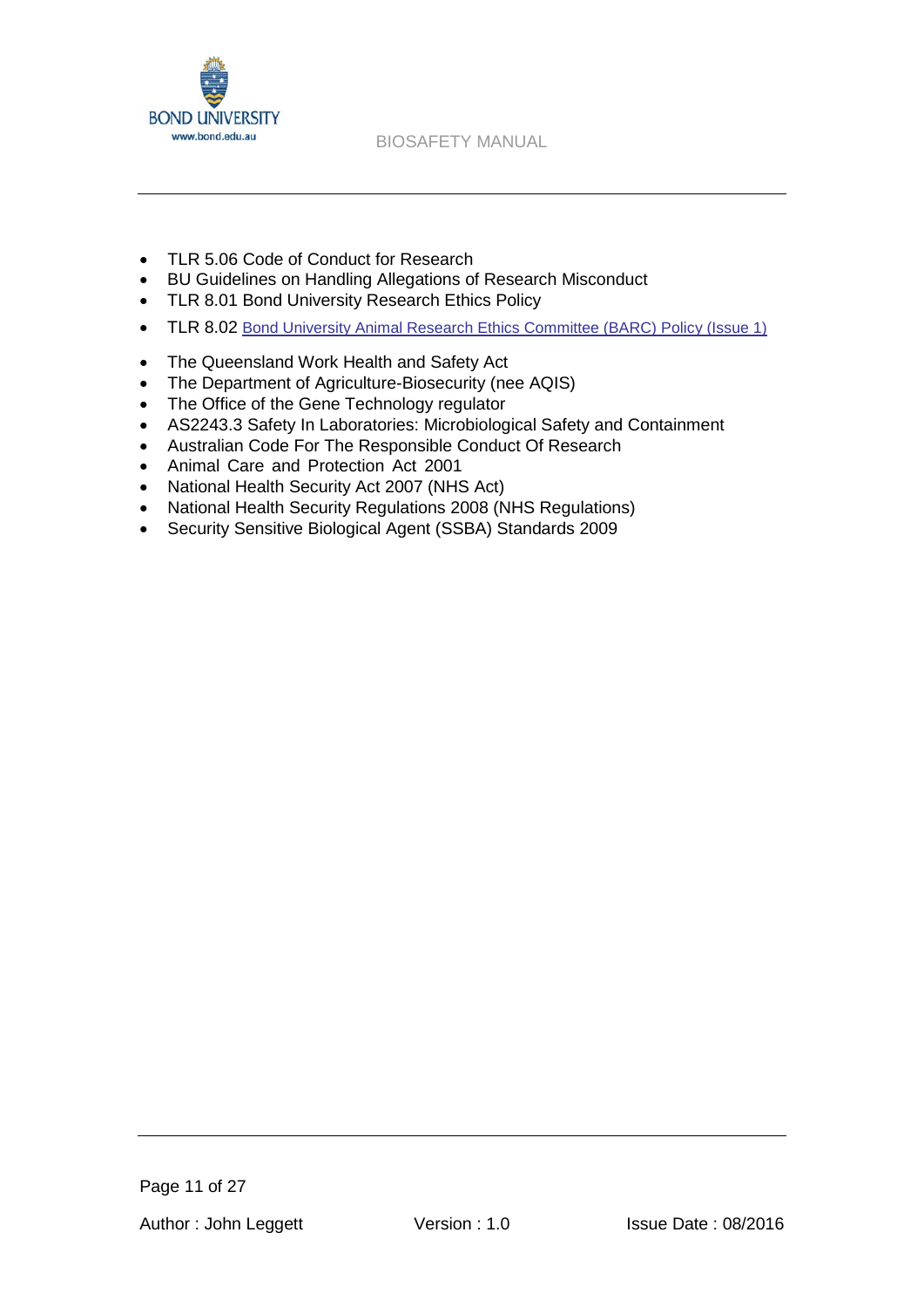- TLR 5.06 Code of Conduct for Research
- BU Guidelines on Handling Allegations of Research Misconduct
- TLR 8.01 Bond University Research Ethics Policy
- TLR 8.02 Bond University Animal Research Ethics Committee (BARC) Policy (Issue 1)
- The Queensland Work Health and Safety Act
- The Department of Agriculture-Biosecurity (nee AQIS)
- The Office of the Gene Technology regulator
- AS2243.3 Safety In Laboratories: Microbiological Safety and Containment
- Australian Code For The Responsible Conduct Of Research
- Animal Care and Protection Act 2001
- National Health Security Act 2007 (NHS Act)
- National Health Security Regulations 2008 (NHS Regulations)
- Security Sensitive Biological Agent (SSBA) Standards 2009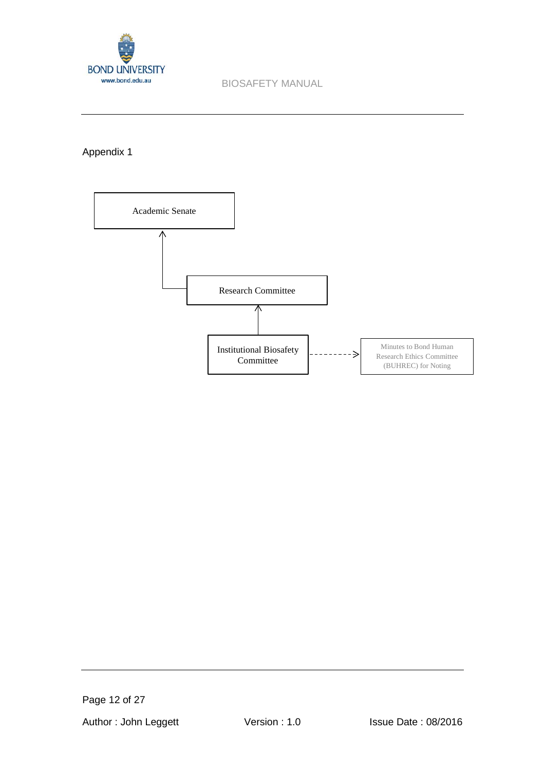Appendix 1

Academic Senate

↑

Research Committee

↑

Institutional Biosafety Committee - - - - - - - - > Minutes to Bond Human Research Ethics Committee (BUHREC) for Noting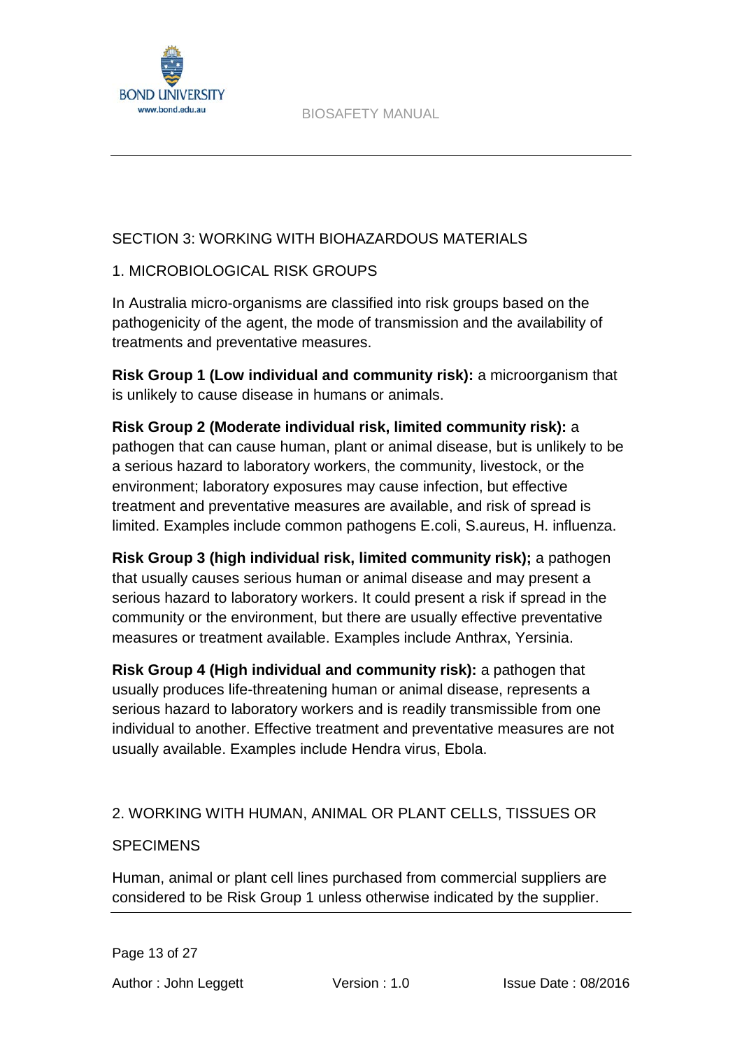## SECTION 3: WORKING WITH BIOHAZARDOUS MATERIALS

### 1. MICROBIOLOGICAL RISK GROUPS

In Australia micro-organisms are classified into risk groups based on the pathogenicity of the agent, the mode of transmission and the availability of treatments and preventative measures.

**Risk Group 1 (Low individual and community risk):** a microorganism that is unlikely to cause disease in humans or animals.

**Risk Group 2 (Moderate individual risk, limited community risk):** a pathogen that can cause human, plant or animal disease, but is unlikely to be a serious hazard to laboratory workers, the community, livestock, or the environment; laboratory exposures may cause infection, but effective treatment and preventative measures are available, and risk of spread is limited. Examples include common pathogens E.coli, S.aureus, H. influenza.

**Risk Group 3 (high individual risk, limited community risk);** a pathogen that usually causes serious human or animal disease and may present a serious hazard to laboratory workers. It could present a risk if spread in the community or the environment, but there are usually effective preventative measures or treatment available. Examples include Anthrax, Yersinia.

**Risk Group 4 (High individual and community risk):** a pathogen that usually produces life-threatening human or animal disease, represents a serious hazard to laboratory workers and is readily transmissible from one individual to another. Effective treatment and preventative measures are not usually available. Examples include Hendra virus, Ebola.

### 2. WORKING WITH HUMAN, ANIMAL OR PLANT CELLS, TISSUES OR SPECIMENS

Human, animal or plant cell lines purchased from commercial suppliers are considered to be Risk Group 1 unless otherwise indicated by the supplier.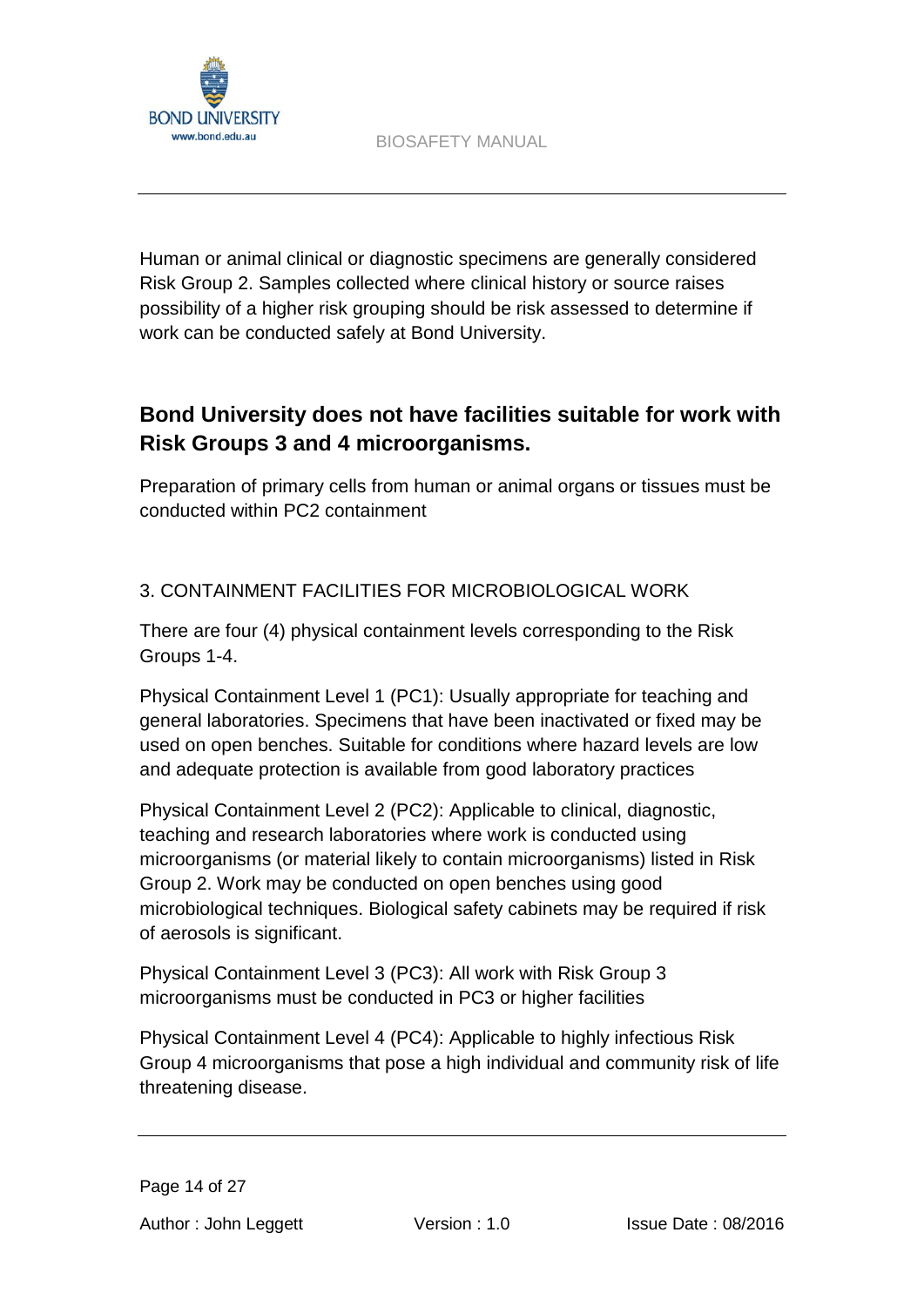Human or animal clinical or diagnostic specimens are generally considered Risk Group 2. Samples collected where clinical history or source raises possibility of a higher risk grouping should be risk assessed to determine if work can be conducted safely at Bond University.

**Bond University does not have facilities suitable for work with Risk Groups 3 and 4 microorganisms.**

Preparation of primary cells from human or animal organs or tissues must be conducted within PC2 containment

## 3. CONTAINMENT FACILITIES FOR MICROBIOLOGICAL WORK

There are four (4) physical containment levels corresponding to the Risk Groups 1-4.

Physical Containment Level 1 (PC1): Usually appropriate for teaching and general laboratories. Specimens that have been inactivated or fixed may be used on open benches. Suitable for conditions where hazard levels are low and adequate protection is available from good laboratory practices

Physical Containment Level 2 (PC2): Applicable to clinical, diagnostic, teaching and research laboratories where work is conducted using microorganisms (or material likely to contain microorganisms) listed in Risk Group 2. Work may be conducted on open benches using good microbiological techniques. Biological safety cabinets may be required if risk of aerosols is significant.

Physical Containment Level 3 (PC3): All work with Risk Group 3 microorganisms must be conducted in PC3 or higher facilities

Physical Containment Level 4 (PC4): Applicable to highly infectious Risk Group 4 microorganisms that pose a high individual and community risk of life threatening disease.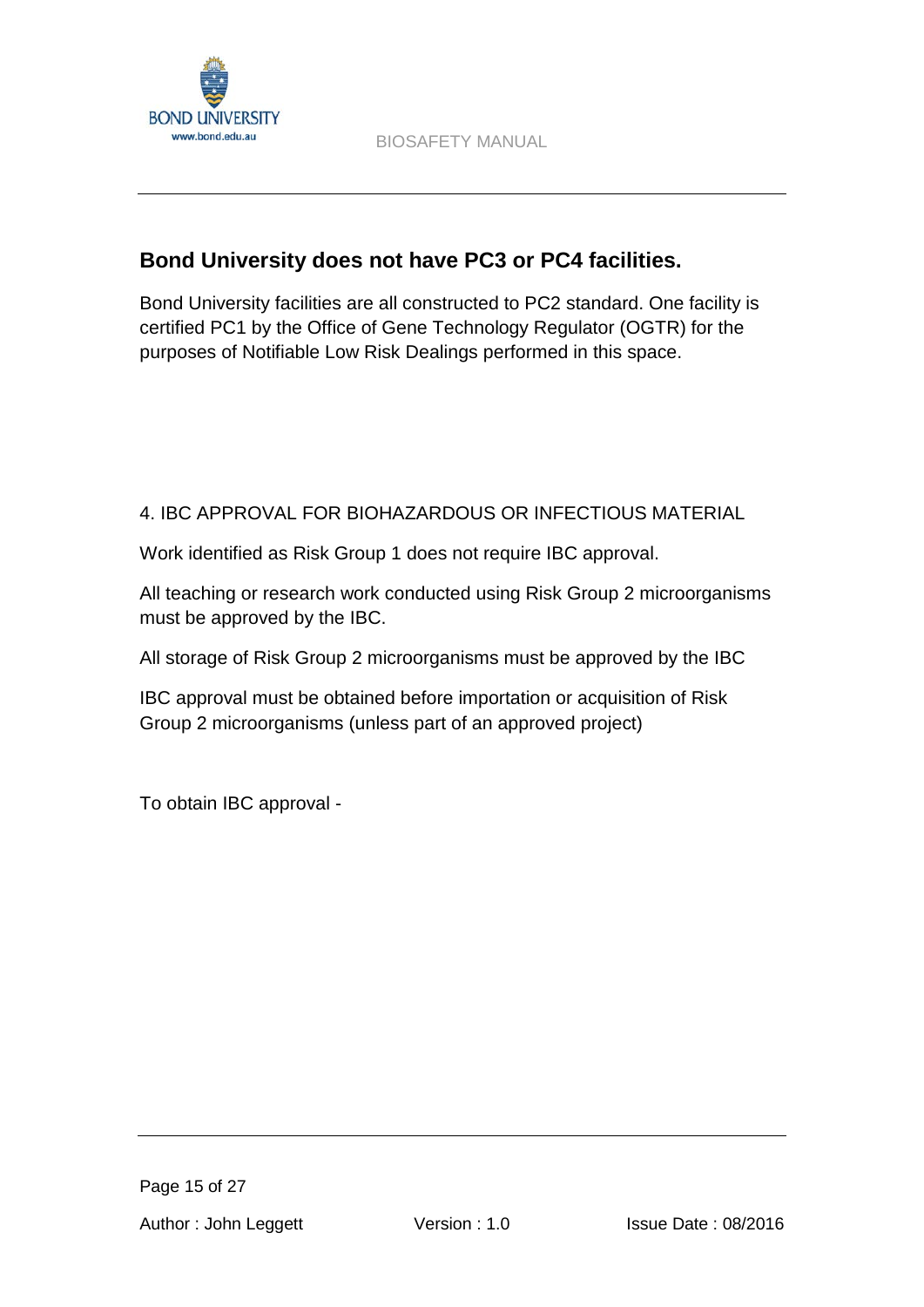## Bond University does not have PC3 or PC4 facilities.

Bond University facilities are all constructed to PC2 standard. One facility is certified PC1 by the Office of Gene Technology Regulator (OGTR) for the purposes of Notifiable Low Risk Dealings performed in this space.

## 4. IBC APPROVAL FOR BIOHAZARDOUS OR INFECTIOUS MATERIAL

Work identified as Risk Group 1 does not require IBC approval.

All teaching or research work conducted using Risk Group 2 microorganisms must be approved by the IBC.

All storage of Risk Group 2 microorganisms must be approved by the IBC

IBC approval must be obtained before importation or acquisition of Risk Group 2 microorganisms (unless part of an approved project)

To obtain IBC approval -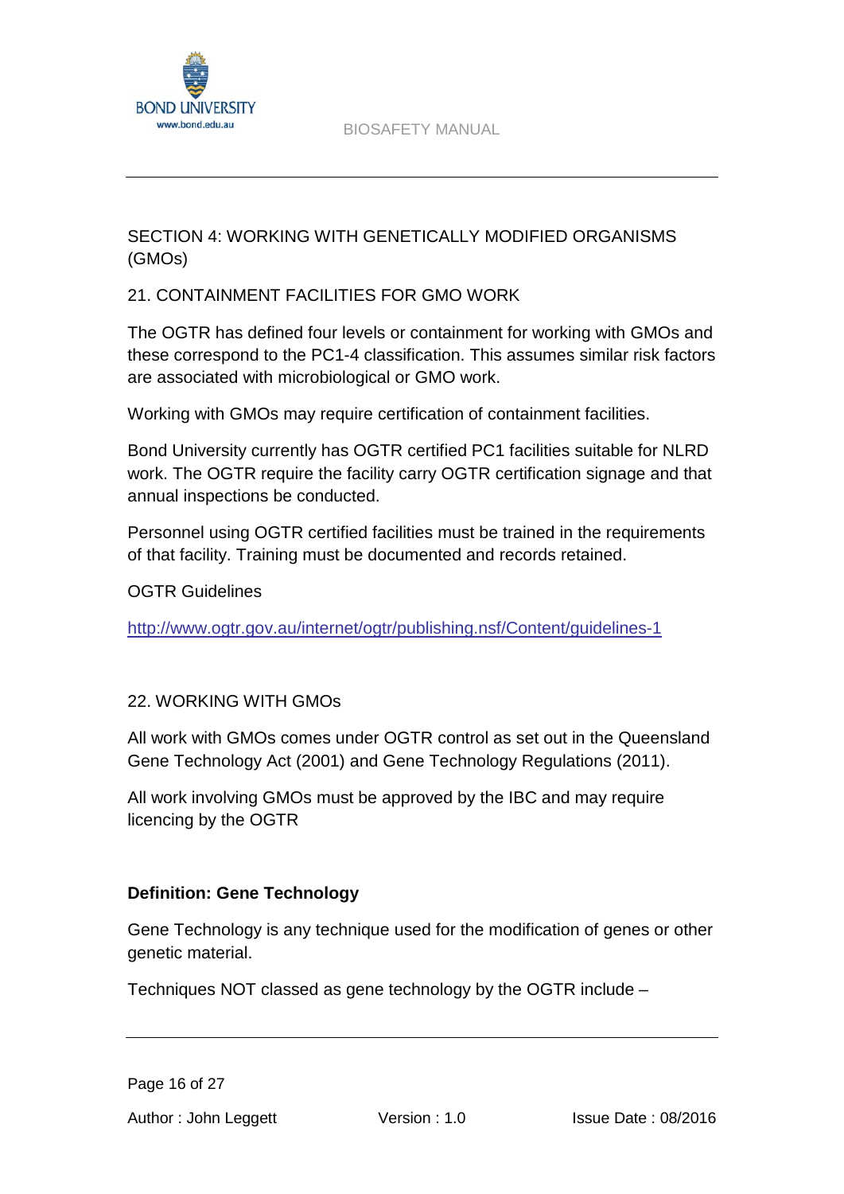## SECTION 4: WORKING WITH GENETICALLY MODIFIED ORGANISMS (GMOs)

### 21. CONTAINMENT FACILITIES FOR GMO WORK

The OGTR has defined four levels or containment for working with GMOs and these correspond to the PC1-4 classification. This assumes similar risk factors are associated with microbiological or GMO work.

Working with GMOs may require certification of containment facilities.

Bond University currently has OGTR certified PC1 facilities suitable for NLRD work. The OGTR require the facility carry OGTR certification signage and that annual inspections be conducted.

Personnel using OGTR certified facilities must be trained in the requirements of that facility. Training must be documented and records retained.

OGTR Guidelines

[http://www.ogtr.gov.au/internet/ogtr/publishing.nsf/Content/guidelines-1](http://www.ogtr.gov.au/internet/ogtr/publishing.nsf/Content/guidelines-1)

### 22. WORKING WITH GMOs

All work with GMOs comes under OGTR control as set out in the Queensland Gene Technology Act (2001) and Gene Technology Regulations (2011).

All work involving GMOs must be approved by the IBC and may require licencing by the OGTR

**Definition: Gene Technology**

Gene Technology is any technique used for the modification of genes or other genetic material.

Techniques NOT classed as gene technology by the OGTR include –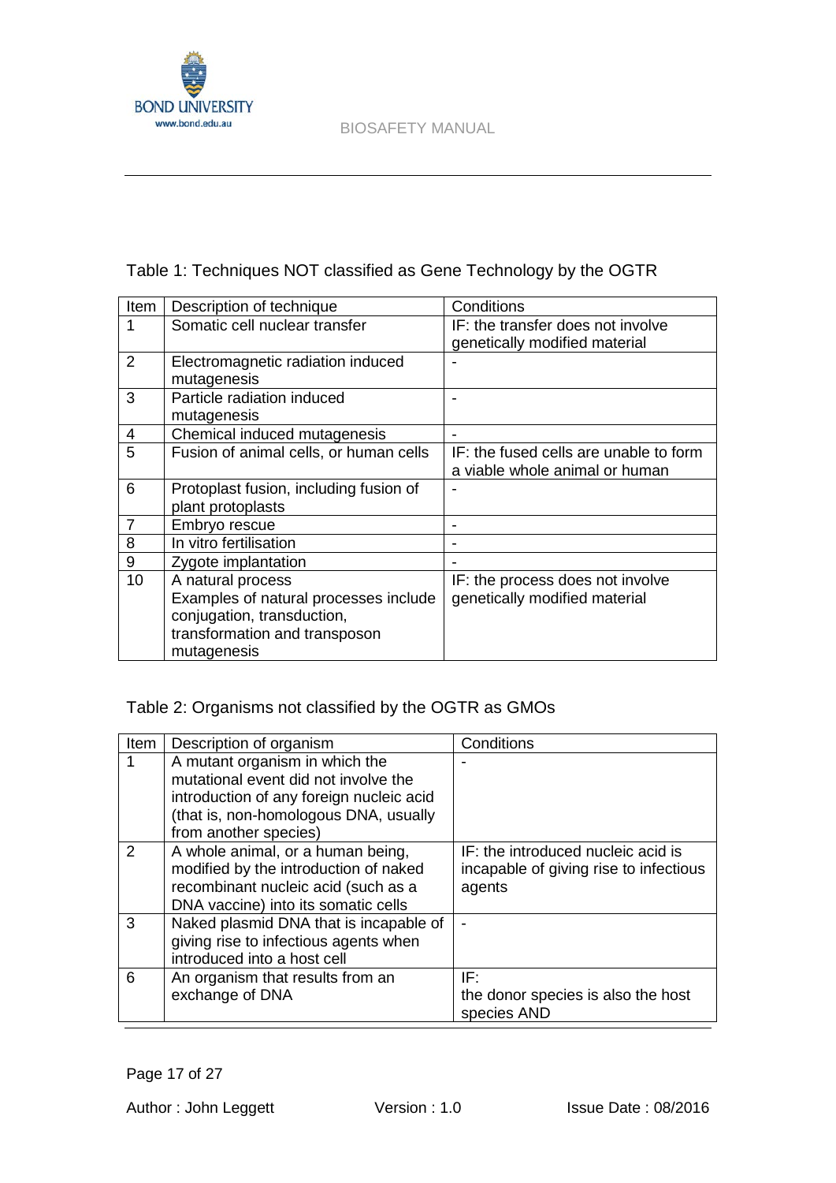Table 1: Techniques NOT classified as Gene Technology by the OGTR

| Item | Description of technique | Conditions |
|---|---|---|
| 1 | Somatic cell nuclear transfer | IF: the transfer does not involve genetically modified material |
| 2 | Electromagnetic radiation induced mutagenesis | - |
| 3 | Particle radiation induced mutagenesis | - |
| 4 | Chemical induced mutagenesis | - |
| 5 | Fusion of animal cells, or human cells | IF: the fused cells are unable to form a viable whole animal or human |
| 6 | Protoplast fusion, including fusion of plant protoplasts | - |
| 7 | Embryo rescue | - |
| 8 | In vitro fertilisation | - |
| 9 | Zygote implantation | - |
| 10 | A natural process<br>Examples of natural processes include conjugation, transduction, transformation and transposon mutagenesis | IF: the process does not involve genetically modified material |

Table 2: Organisms not classified by the OGTR as GMOs

| Item | Description of organism | Conditions |
|---|---|---|
| 1 | A mutant organism in which the mutational event did not involve the introduction of any foreign nucleic acid (that is, non-homologous DNA, usually from another species) | - |
| 2 | A whole animal, or a human being, modified by the introduction of naked recombinant nucleic acid (such as a DNA vaccine) into its somatic cells | IF: the introduced nucleic acid is incapable of giving rise to infectious agents |
| 3 | Naked plasmid DNA that is incapable of giving rise to infectious agents when introduced into a host cell | - |
| 6 | An organism that results from an exchange of DNA | IF:<br>the donor species is also the host species AND |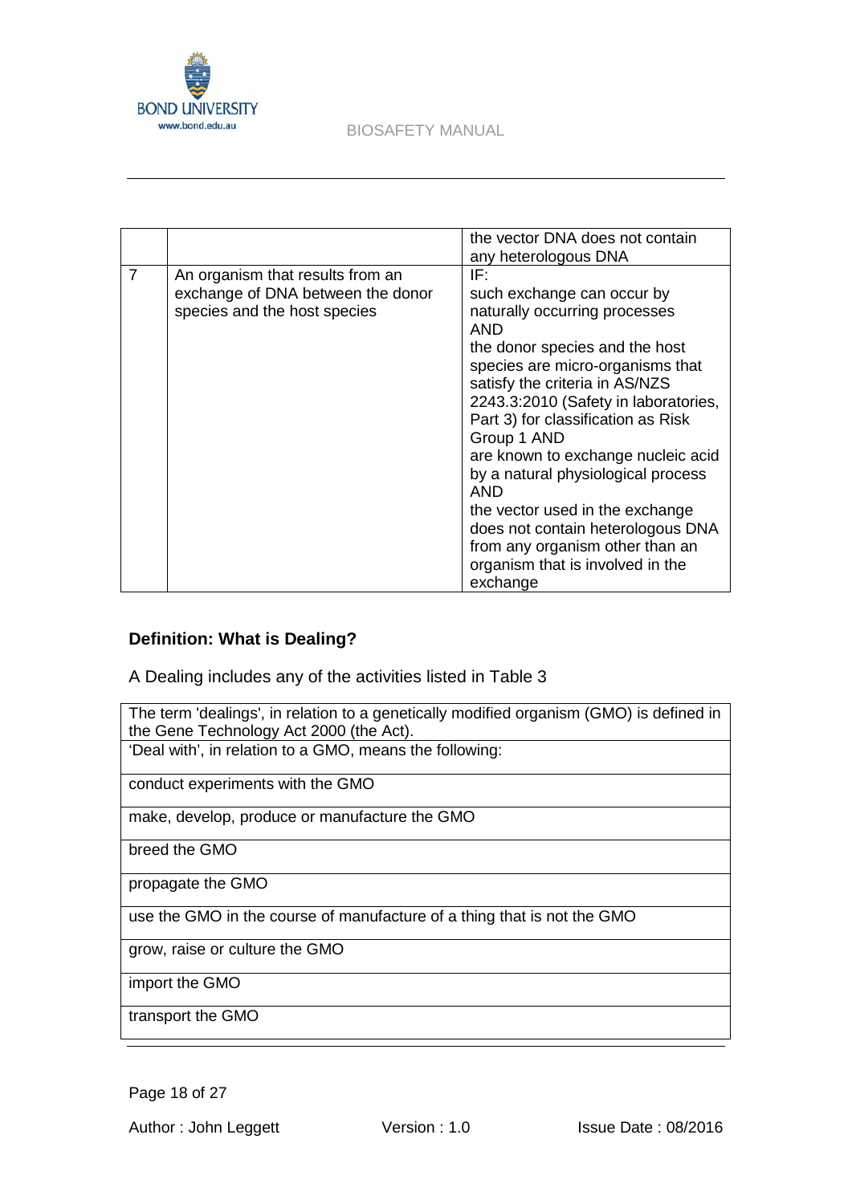| | | |
|---|---|---|
| | | the vector DNA does not contain any heterologous DNA |
| 7 | An organism that results from an exchange of DNA between the donor species and the host species | IF:<br>such exchange can occur by naturally occurring processes<br>AND<br>the donor species and the host species are micro-organisms that satisfy the criteria in AS/NZS 2243.3:2010 (Safety in laboratories, Part 3) for classification as Risk Group 1 AND<br>are known to exchange nucleic acid by a natural physiological process<br>AND<br>the vector used in the exchange does not contain heterologous DNA from any organism other than an organism that is involved in the exchange |

**Definition: What is Dealing?**

A Dealing includes any of the activities listed in Table 3

| The term 'dealings', in relation to a genetically modified organism (GMO) is defined in the Gene Technology Act 2000 (the Act). |
|---|
| 'Deal with', in relation to a GMO, means the following: |
| conduct experiments with the GMO |
| make, develop, produce or manufacture the GMO |
| breed the GMO |
| propagate the GMO |
| use the GMO in the course of manufacture of a thing that is not the GMO |
| grow, raise or culture the GMO |
| import the GMO |
| transport the GMO |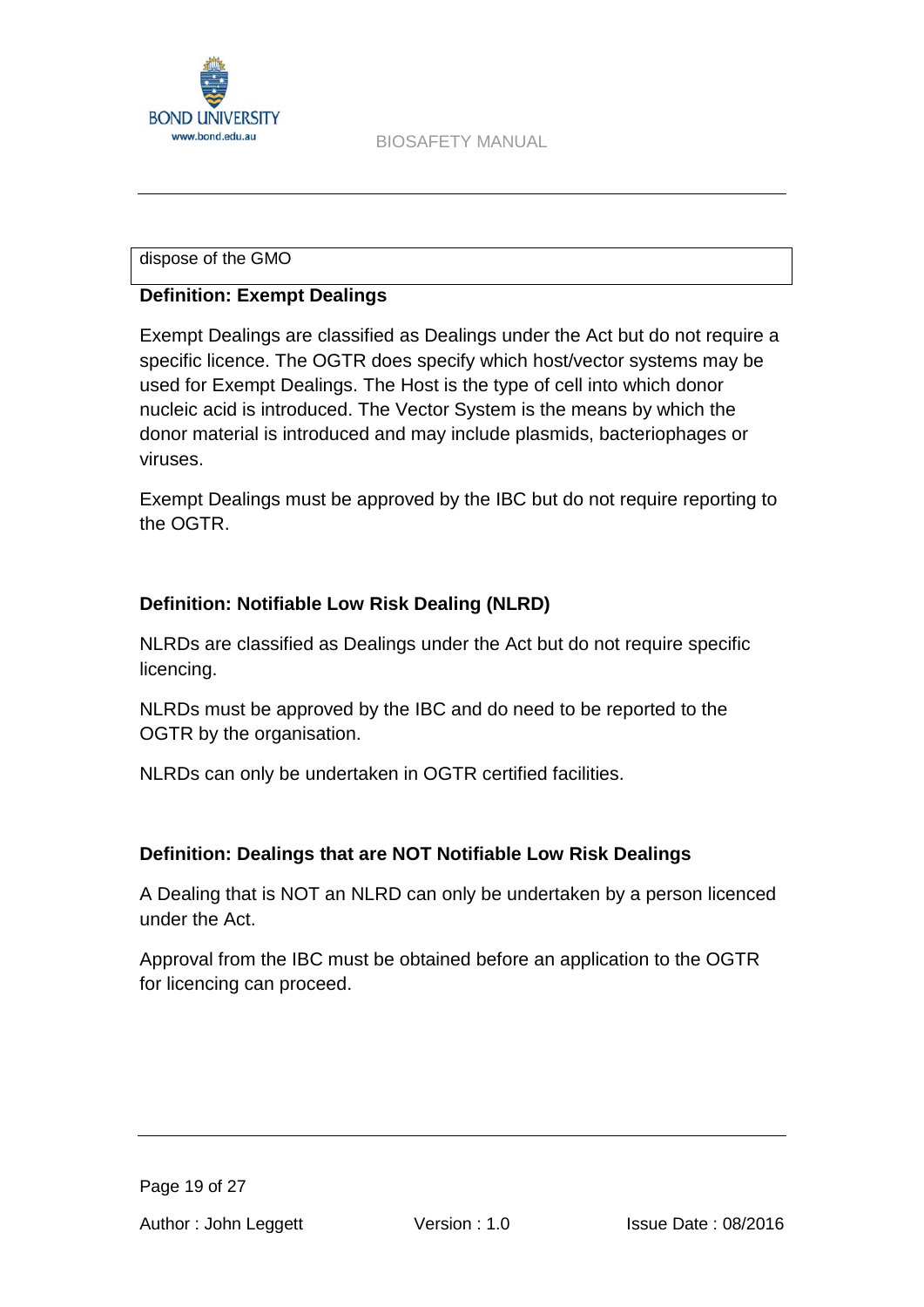| dispose of the GMO |
| --- |

**Definition: Exempt Dealings**

Exempt Dealings are classified as Dealings under the Act but do not require a specific licence. The OGTR does specify which host/vector systems may be used for Exempt Dealings. The Host is the type of cell into which donor nucleic acid is introduced. The Vector System is the means by which the donor material is introduced and may include plasmids, bacteriophages or viruses.

Exempt Dealings must be approved by the IBC but do not require reporting to the OGTR.

**Definition: Notifiable Low Risk Dealing (NLRD)**

NLRDs are classified as Dealings under the Act but do not require specific licencing.

NLRDs must be approved by the IBC and do need to be reported to the OGTR by the organisation.

NLRDs can only be undertaken in OGTR certified facilities.

**Definition: Dealings that are NOT Notifiable Low Risk Dealings**

A Dealing that is NOT an NLRD can only be undertaken by a person licenced under the Act.

Approval from the IBC must be obtained before an application to the OGTR for licencing can proceed.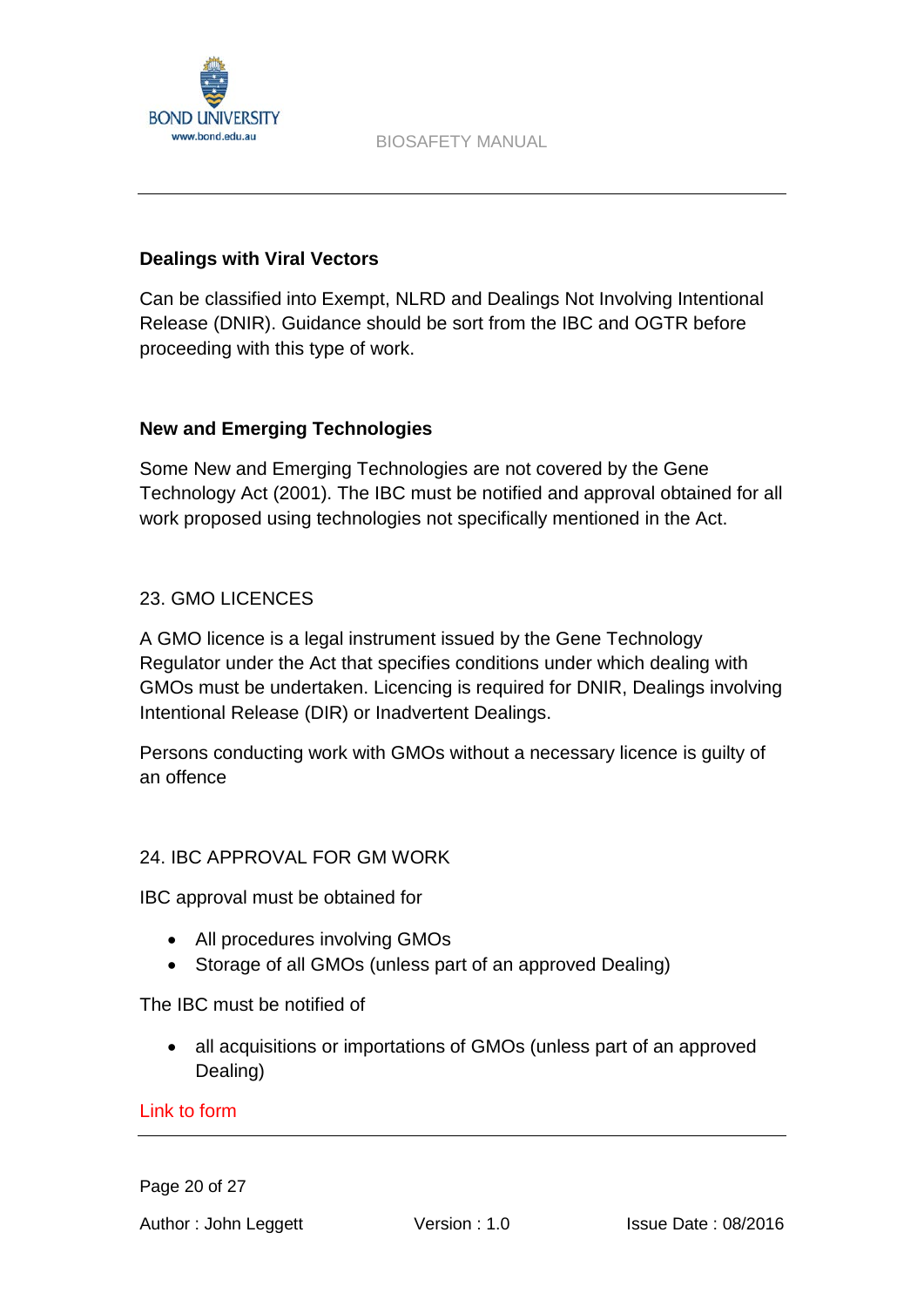### Dealings with Viral Vectors

Can be classified into Exempt, NLRD and Dealings Not Involving Intentional Release (DNIR). Guidance should be sort from the IBC and OGTR before proceeding with this type of work.

### New and Emerging Technologies

Some New and Emerging Technologies are not covered by the Gene Technology Act (2001). The IBC must be notified and approval obtained for all work proposed using technologies not specifically mentioned in the Act.

## 23. GMO LICENCES

A GMO licence is a legal instrument issued by the Gene Technology Regulator under the Act that specifies conditions under which dealing with GMOs must be undertaken. Licencing is required for DNIR, Dealings involving Intentional Release (DIR) or Inadvertent Dealings.

Persons conducting work with GMOs without a necessary licence is guilty of an offence

## 24. IBC APPROVAL FOR GM WORK

IBC approval must be obtained for

- All procedures involving GMOs
- Storage of all GMOs (unless part of an approved Dealing)

The IBC must be notified of

- all acquisitions or importations of GMOs (unless part of an approved Dealing)

Link to form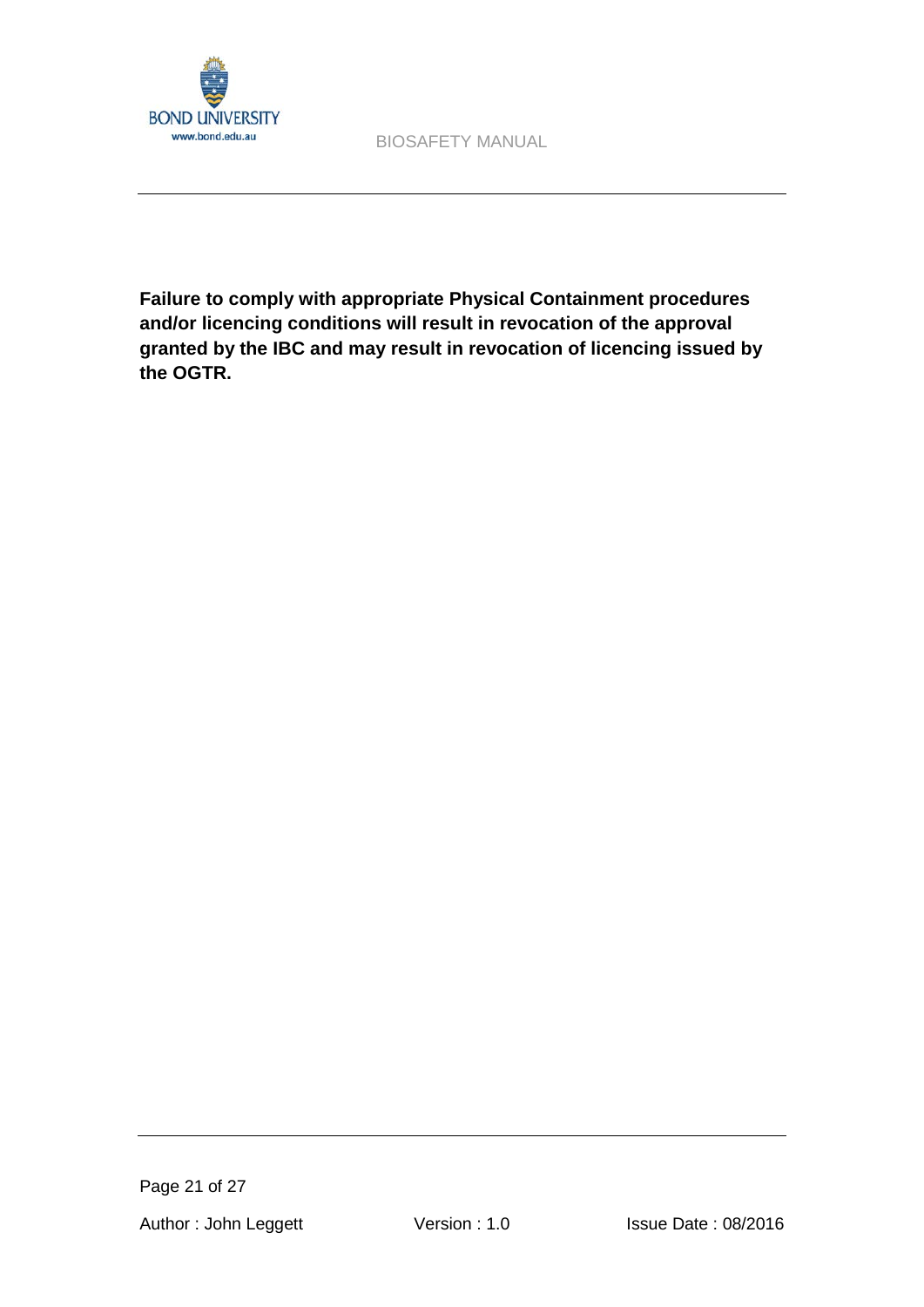**Failure to comply with appropriate Physical Containment procedures and/or licencing conditions will result in revocation of the approval granted by the IBC and may result in revocation of licencing issued by the OGTR.**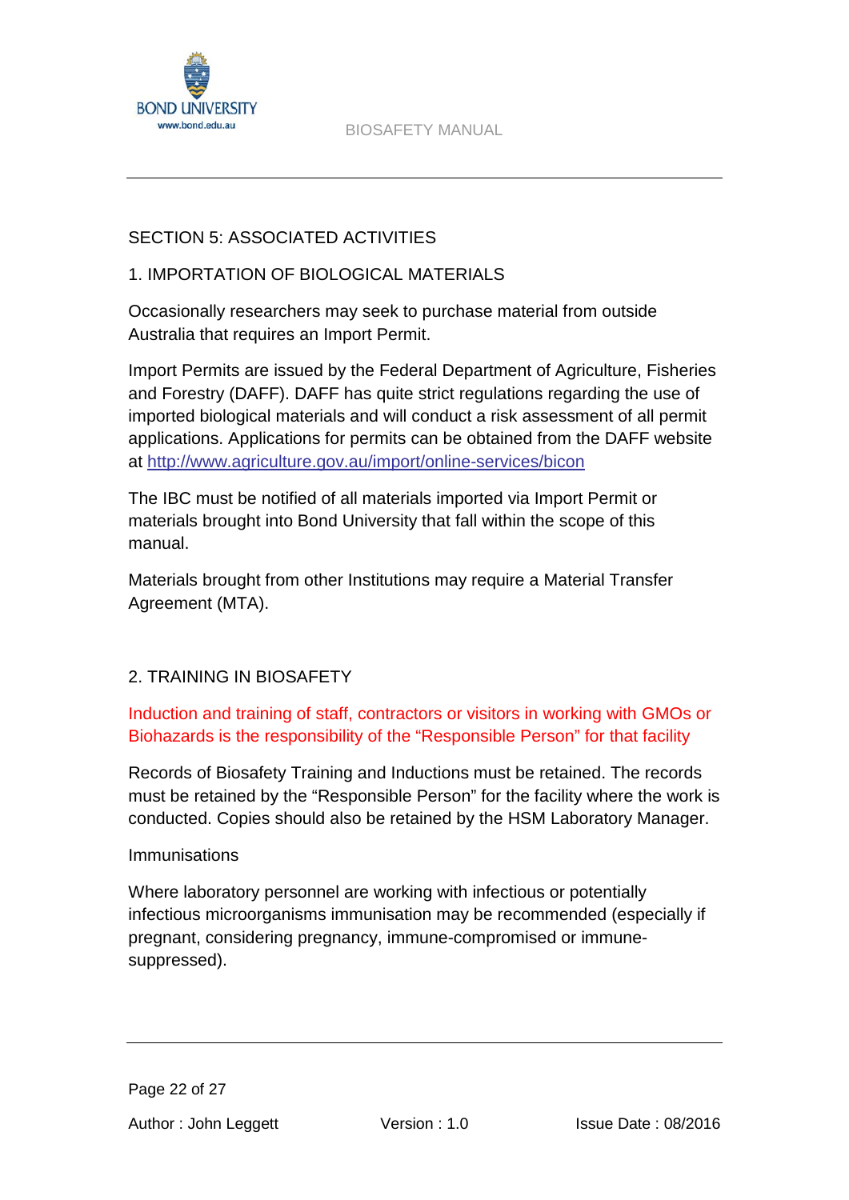## SECTION 5: ASSOCIATED ACTIVITIES

### 1. IMPORTATION OF BIOLOGICAL MATERIALS

Occasionally researchers may seek to purchase material from outside Australia that requires an Import Permit.

Import Permits are issued by the Federal Department of Agriculture, Fisheries and Forestry (DAFF). DAFF has quite strict regulations regarding the use of imported biological materials and will conduct a risk assessment of all permit applications. Applications for permits can be obtained from the DAFF website at http://www.agriculture.gov.au/import/online-services/bicon

The IBC must be notified of all materials imported via Import Permit or materials brought into Bond University that fall within the scope of this manual.

Materials brought from other Institutions may require a Material Transfer Agreement (MTA).

### 2. TRAINING IN BIOSAFETY

Induction and training of staff, contractors or visitors in working with GMOs or Biohazards is the responsibility of the "Responsible Person" for that facility

Records of Biosafety Training and Inductions must be retained. The records must be retained by the "Responsible Person" for the facility where the work is conducted. Copies should also be retained by the HSM Laboratory Manager.

Immunisations

Where laboratory personnel are working with infectious or potentially infectious microorganisms immunisation may be recommended (especially if pregnant, considering pregnancy, immune-compromised or immune-suppressed).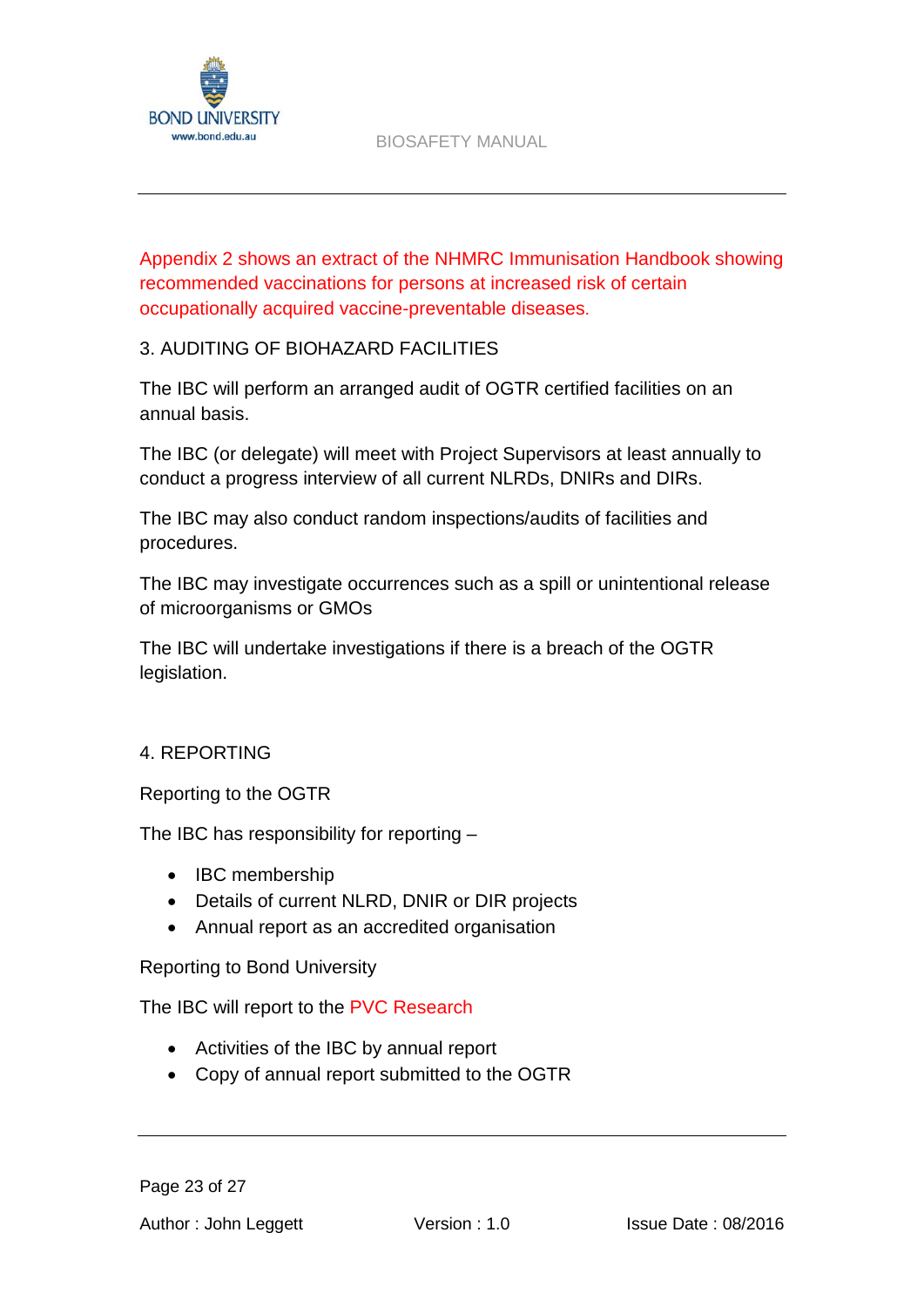Appendix 2 shows an extract of the NHMRC Immunisation Handbook showing recommended vaccinations for persons at increased risk of certain occupationally acquired vaccine-preventable diseases.

## 3. AUDITING OF BIOHAZARD FACILITIES

The IBC will perform an arranged audit of OGTR certified facilities on an annual basis.

The IBC (or delegate) will meet with Project Supervisors at least annually to conduct a progress interview of all current NLRDs, DNIRs and DIRs.

The IBC may also conduct random inspections/audits of facilities and procedures.

The IBC may investigate occurrences such as a spill or unintentional release of microorganisms or GMOs

The IBC will undertake investigations if there is a breach of the OGTR legislation.

## 4. REPORTING

### Reporting to the OGTR

The IBC has responsibility for reporting –

- IBC membership
- Details of current NLRD, DNIR or DIR projects
- Annual report as an accredited organisation

### Reporting to Bond University

The IBC will report to the PVC Research

- Activities of the IBC by annual report
- Copy of annual report submitted to the OGTR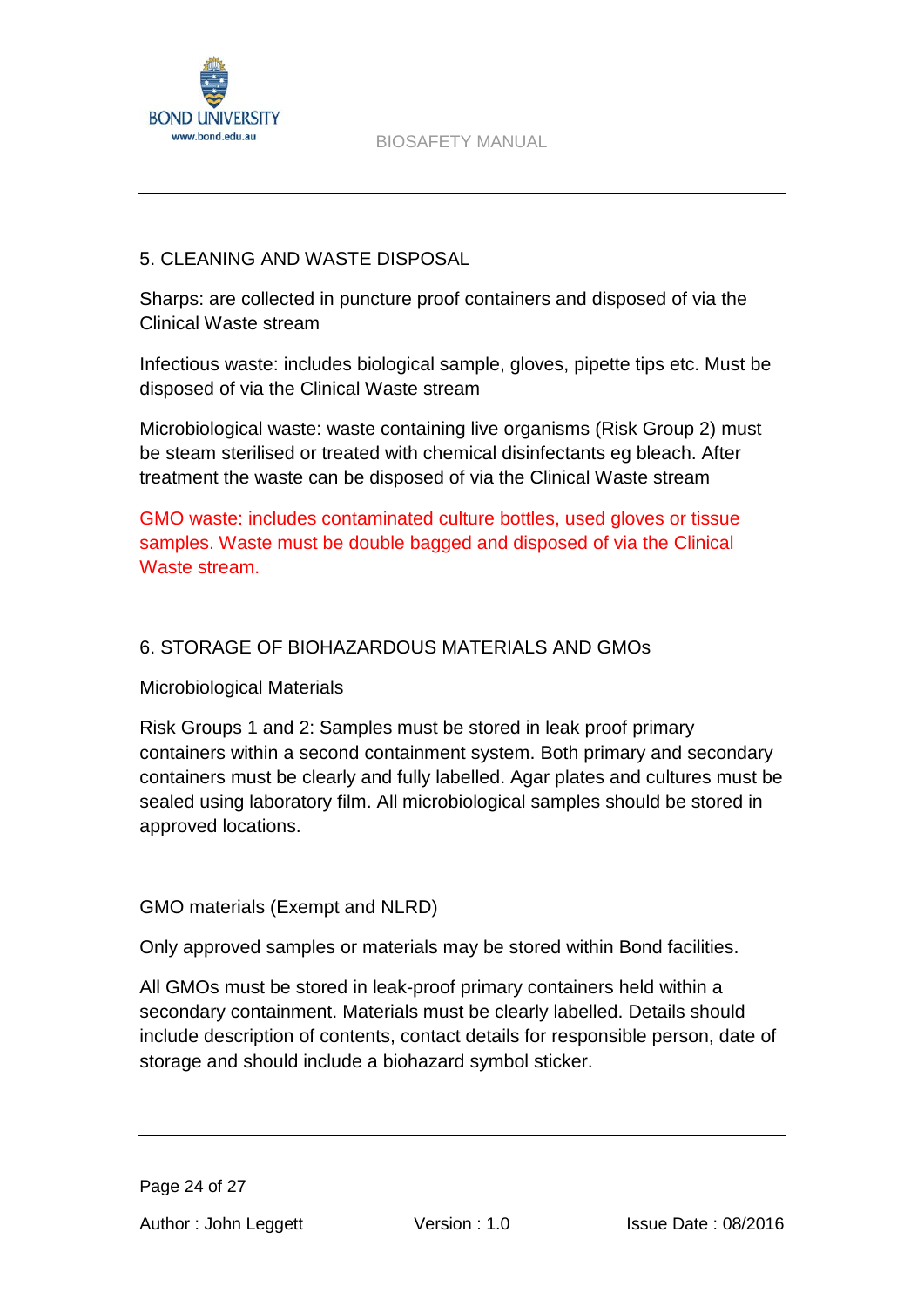## 5. CLEANING AND WASTE DISPOSAL

Sharps: are collected in puncture proof containers and disposed of via the Clinical Waste stream

Infectious waste: includes biological sample, gloves, pipette tips etc. Must be disposed of via the Clinical Waste stream

Microbiological waste: waste containing live organisms (Risk Group 2) must be steam sterilised or treated with chemical disinfectants eg bleach. After treatment the waste can be disposed of via the Clinical Waste stream

GMO waste: includes contaminated culture bottles, used gloves or tissue samples. Waste must be double bagged and disposed of via the Clinical Waste stream.

## 6. STORAGE OF BIOHAZARDOUS MATERIALS AND GMOs

### Microbiological Materials

Risk Groups 1 and 2: Samples must be stored in leak proof primary containers within a second containment system. Both primary and secondary containers must be clearly and fully labelled. Agar plates and cultures must be sealed using laboratory film. All microbiological samples should be stored in approved locations.

### GMO materials (Exempt and NLRD)

Only approved samples or materials may be stored within Bond facilities.

All GMOs must be stored in leak-proof primary containers held within a secondary containment. Materials must be clearly labelled. Details should include description of contents, contact details for responsible person, date of storage and should include a biohazard symbol sticker.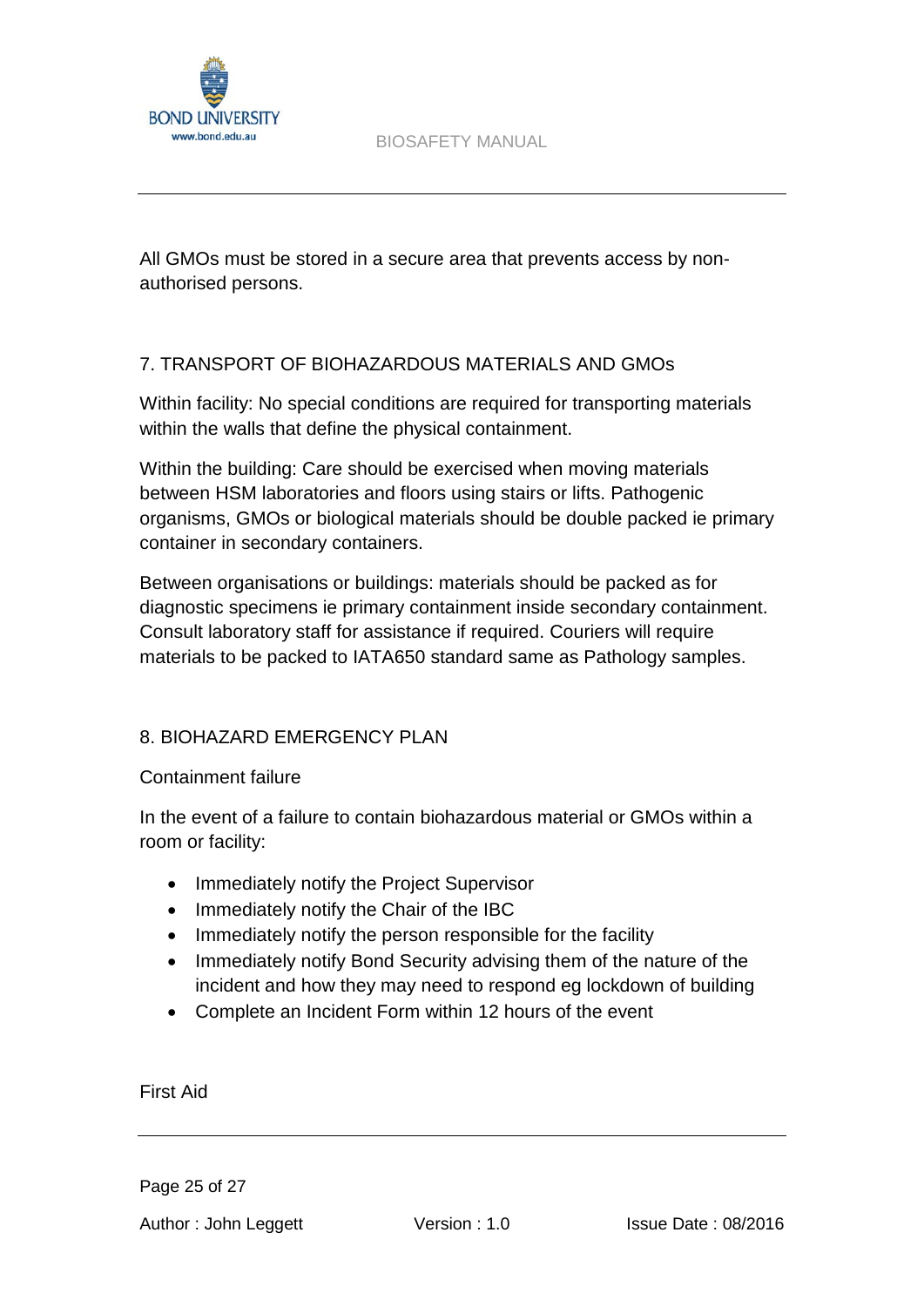All GMOs must be stored in a secure area that prevents access by non-authorised persons.

## 7. TRANSPORT OF BIOHAZARDOUS MATERIALS AND GMOs

Within facility: No special conditions are required for transporting materials within the walls that define the physical containment.

Within the building: Care should be exercised when moving materials between HSM laboratories and floors using stairs or lifts. Pathogenic organisms, GMOs or biological materials should be double packed ie primary container in secondary containers.

Between organisations or buildings: materials should be packed as for diagnostic specimens ie primary containment inside secondary containment. Consult laboratory staff for assistance if required. Couriers will require materials to be packed to IATA650 standard same as Pathology samples.

## 8. BIOHAZARD EMERGENCY PLAN

### Containment failure

In the event of a failure to contain biohazardous material or GMOs within a room or facility:

- Immediately notify the Project Supervisor
- Immediately notify the Chair of the IBC
- Immediately notify the person responsible for the facility
- Immediately notify Bond Security advising them of the nature of the incident and how they may need to respond eg lockdown of building
- Complete an Incident Form within 12 hours of the event

### First Aid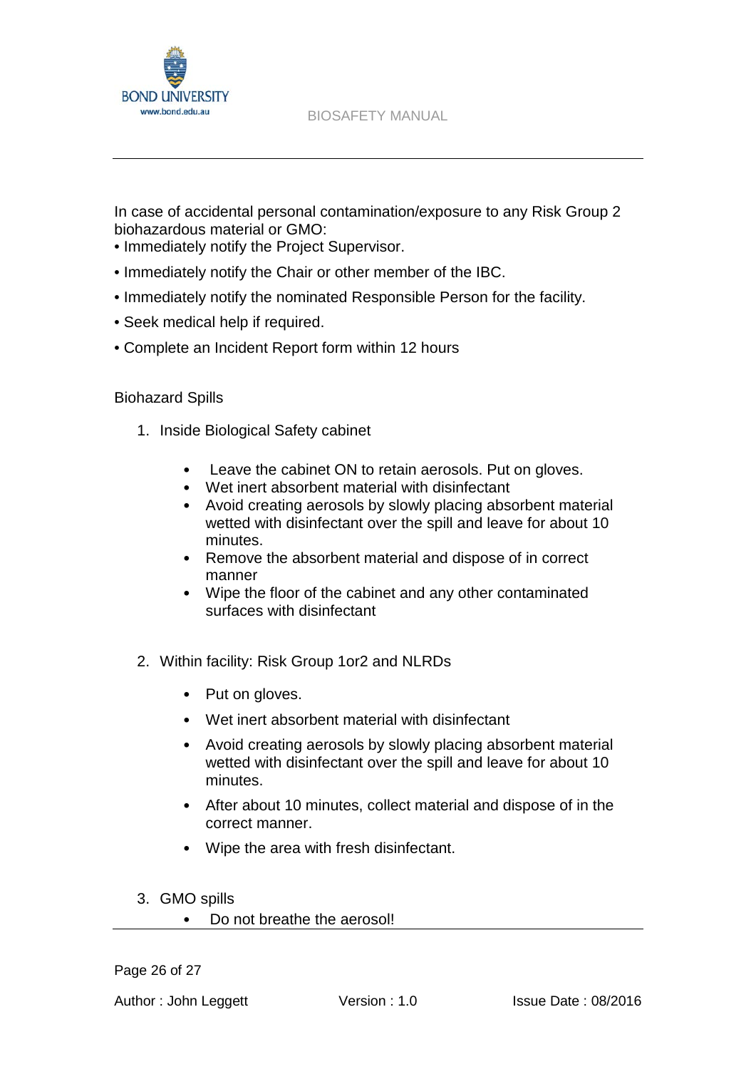In case of accidental personal contamination/exposure to any Risk Group 2 biohazardous material or GMO:

- Immediately notify the Project Supervisor.
- Immediately notify the Chair or other member of the IBC.
- Immediately notify the nominated Responsible Person for the facility.
- Seek medical help if required.
- Complete an Incident Report form within 12 hours

Biohazard Spills

1. Inside Biological Safety cabinet
    - Leave the cabinet ON to retain aerosols. Put on gloves.
    - Wet inert absorbent material with disinfectant
    - Avoid creating aerosols by slowly placing absorbent material wetted with disinfectant over the spill and leave for about 10 minutes.
    - Remove the absorbent material and dispose of in correct manner
    - Wipe the floor of the cabinet and any other contaminated surfaces with disinfectant

2. Within facility: Risk Group 1or2 and NLRDs
    - Put on gloves.
    - Wet inert absorbent material with disinfectant
    - Avoid creating aerosols by slowly placing absorbent material wetted with disinfectant over the spill and leave for about 10 minutes.
    - After about 10 minutes, collect material and dispose of in the correct manner.
    - Wipe the area with fresh disinfectant.

3. GMO spills
    - Do not breathe the aerosol!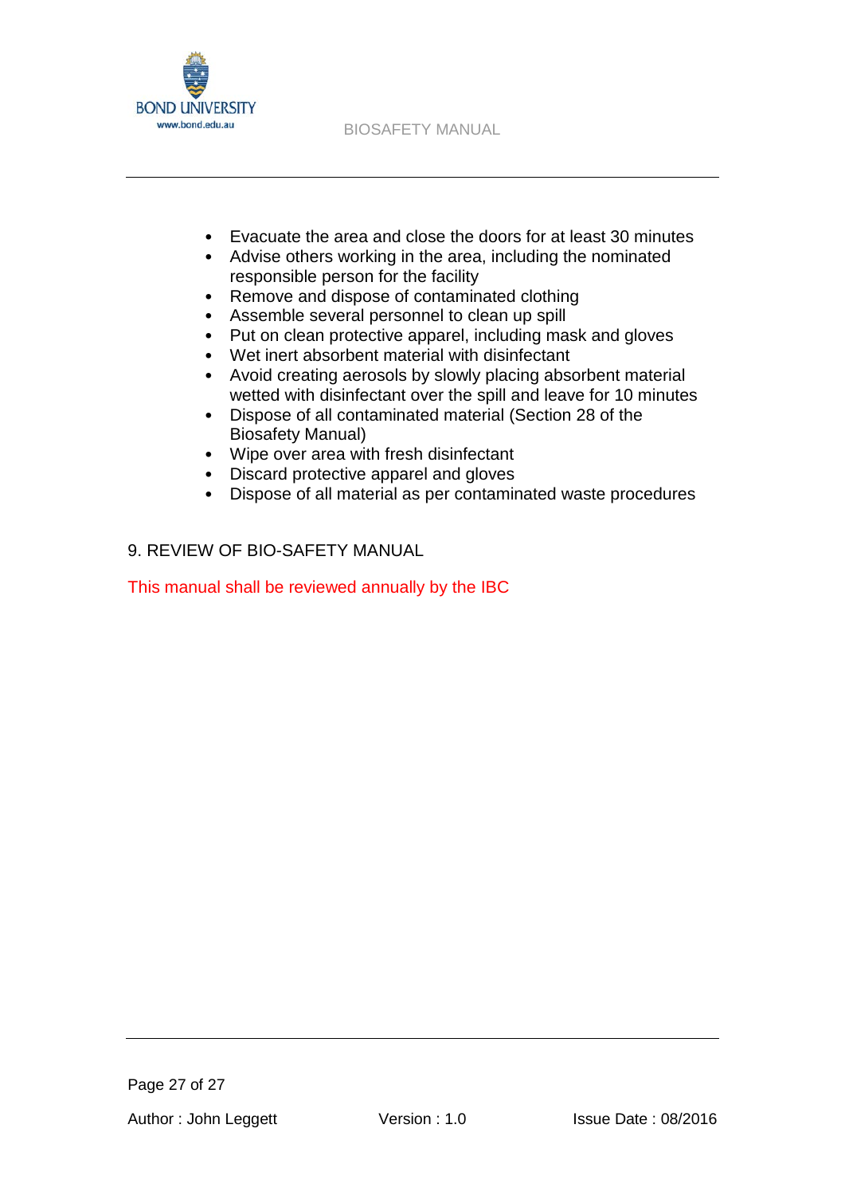- Evacuate the area and close the doors for at least 30 minutes
- Advise others working in the area, including the nominated responsible person for the facility
- Remove and dispose of contaminated clothing
- Assemble several personnel to clean up spill
- Put on clean protective apparel, including mask and gloves
- Wet inert absorbent material with disinfectant
- Avoid creating aerosols by slowly placing absorbent material wetted with disinfectant over the spill and leave for 10 minutes
- Dispose of all contaminated material (Section 28 of the Biosafety Manual)
- Wipe over area with fresh disinfectant
- Discard protective apparel and gloves
- Dispose of all material as per contaminated waste procedures

## 9. REVIEW OF BIO-SAFETY MANUAL

This manual shall be reviewed annually by the IBC